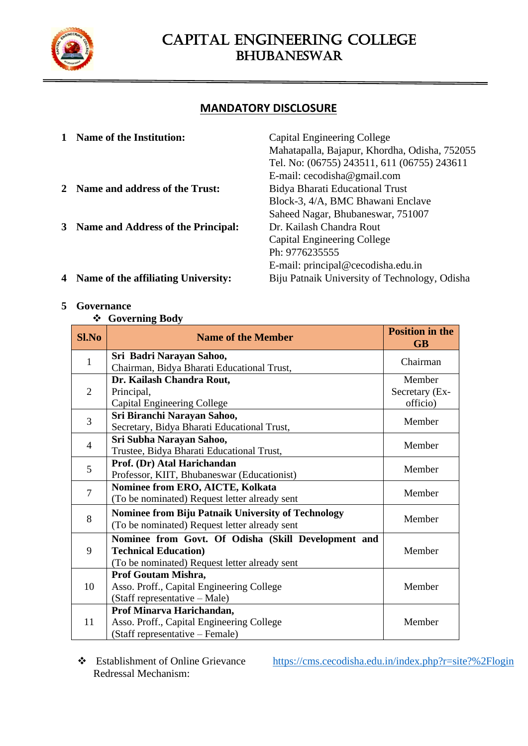# CAPITAL ENGINEERING COLLEGE
## BHUBANESWAR

## MANDATORY DISCLOSURE

1 **Name of the Institution:** Capital Engineering College
Mahatapalla, Bajapur, Khordha, Odisha, 752055
Tel. No: (06755) 243511, 611 (06755) 243611
E-mail: cecodisha@gmail.com

2 **Name and address of the Trust:** Bidya Bharati Educational Trust
Block-3, 4/A, BMC Bhawani Enclave
Saheed Nagar, Bhubaneswar, 751007

3 **Name and Address of the Principal:** Dr. Kailash Chandra Rout
Capital Engineering College
Ph: 9776235555
E-mail: principal@cecodisha.edu.in

4 **Name of the affiliating University:** Biju Patnaik University of Technology, Odisha

5 **Governance**

❖ **Governing Body**

| Sl.No | Name of the Member | Position in the GB |
|---|---|---|
| 1 | **Sri Badri Narayan Sahoo,** Chairman, Bidya Bharati Educational Trust, | Chairman |
| 2 | **Dr. Kailash Chandra Rout,** Principal, Capital Engineering College | Member Secretary (Ex-officio) |
| 3 | **Sri Biranchi Narayan Sahoo,** Secretary, Bidya Bharati Educational Trust, | Member |
| 4 | **Sri Subha Narayan Sahoo,** Trustee, Bidya Bharati Educational Trust, | Member |
| 5 | **Prof. (Dr) Atal Harichandan** Professor, KIIT, Bhubaneswar (Educationist) | Member |
| 7 | **Nominee from ERO, AICTE, Kolkata** (To be nominated) Request letter already sent | Member |
| 8 | **Nominee from Biju Patnaik University of Technology** (To be nominated) Request letter already sent | Member |
| 9 | **Nominee from Govt. Of Odisha (Skill Development and Technical Education)** (To be nominated) Request letter already sent | Member |
| 10 | **Prof Goutam Mishra,** Asso. Proff., Capital Engineering College (Staff representative – Male) | Member |
| 11 | **Prof Minarva Harichandan,** Asso. Proff., Capital Engineering College (Staff representative – Female) | Member |

❖ Establishment of Online Grievance Redressal Mechanism: https://cms.cecodisha.edu.in/index.php?r=site?%2Flogin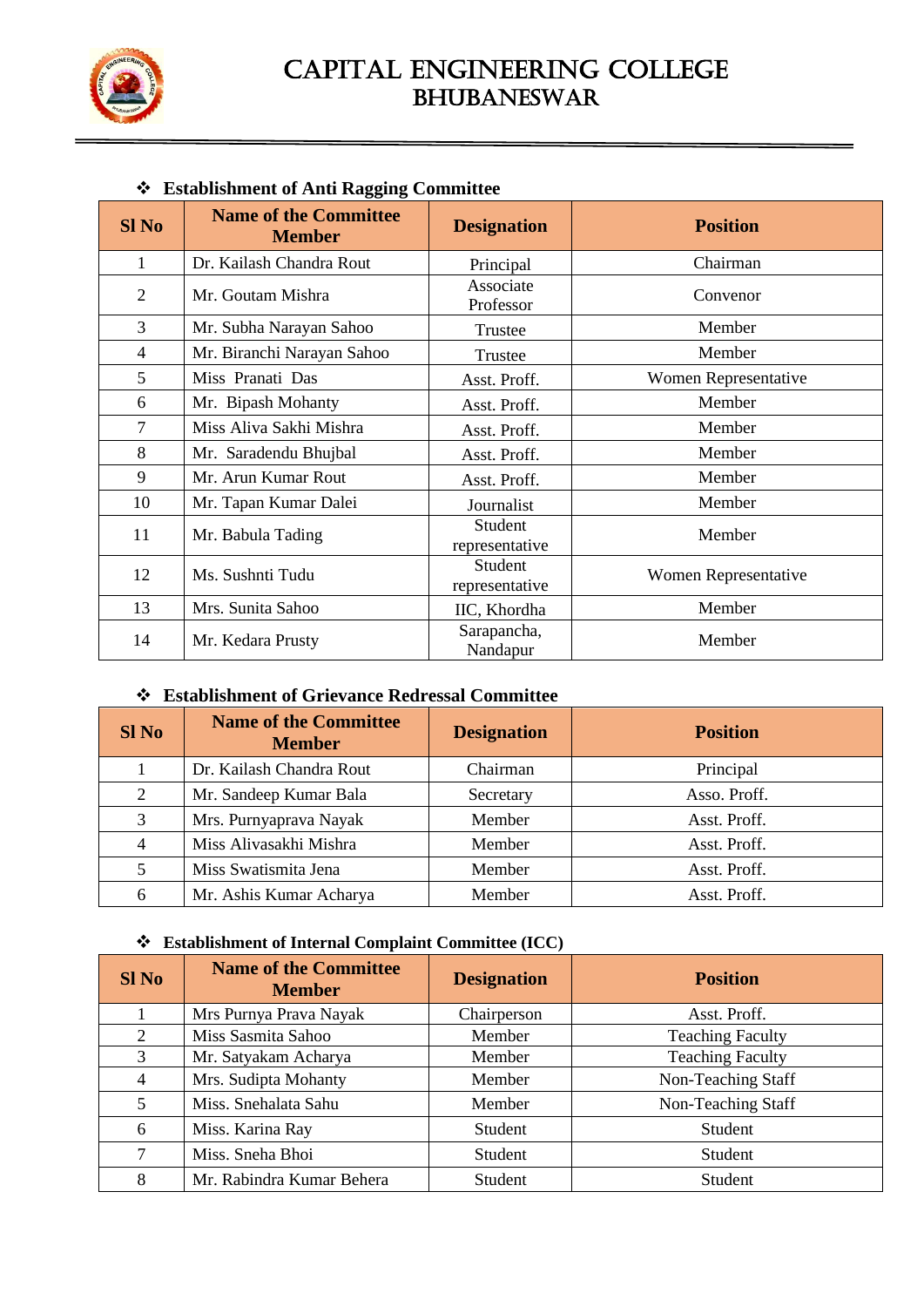# CAPITAL ENGINEERING COLLEGE
## BHUBANESWAR

- **Establishment of Anti Ragging Committee**

| Sl No | Name of the Committee Member | Designation | Position |
|---|---|---|---|
| 1 | Dr. Kailash Chandra Rout | Principal | Chairman |
| 2 | Mr. Goutam Mishra | Associate Professor | Convenor |
| 3 | Mr. Subha Narayan Sahoo | Trustee | Member |
| 4 | Mr. Biranchi Narayan Sahoo | Trustee | Member |
| 5 | Miss Pranati Das | Asst. Proff. | Women Representative |
| 6 | Mr. Bipash Mohanty | Asst. Proff. | Member |
| 7 | Miss Aliva Sakhi Mishra | Asst. Proff. | Member |
| 8 | Mr. Saradendu Bhujbal | Asst. Proff. | Member |
| 9 | Mr. Arun Kumar Rout | Asst. Proff. | Member |
| 10 | Mr. Tapan Kumar Dalei | Journalist | Member |
| 11 | Mr. Babula Tading | Student representative | Member |
| 12 | Ms. Sushnti Tudu | Student representative | Women Representative |
| 13 | Mrs. Sunita Sahoo | IIC, Khordha | Member |
| 14 | Mr. Kedara Prusty | Sarapancha, Nandapur | Member |

- **Establishment of Grievance Redressal Committee**

| Sl No | Name of the Committee Member | Designation | Position |
|---|---|---|---|
| 1 | Dr. Kailash Chandra Rout | Chairman | Principal |
| 2 | Mr. Sandeep Kumar Bala | Secretary | Asso. Proff. |
| 3 | Mrs. Purnyaprava Nayak | Member | Asst. Proff. |
| 4 | Miss Alivasakhi Mishra | Member | Asst. Proff. |
| 5 | Miss Swatismita Jena | Member | Asst. Proff. |
| 6 | Mr. Ashis Kumar Acharya | Member | Asst. Proff. |

- **Establishment of Internal Complaint Committee (ICC)**

| Sl No | Name of the Committee Member | Designation | Position |
|---|---|---|---|
| 1 | Mrs Purnya Prava Nayak | Chairperson | Asst. Proff. |
| 2 | Miss Sasmita Sahoo | Member | Teaching Faculty |
| 3 | Mr. Satyakam Acharya | Member | Teaching Faculty |
| 4 | Mrs. Sudipta Mohanty | Member | Non-Teaching Staff |
| 5 | Miss. Snehalata Sahu | Member | Non-Teaching Staff |
| 6 | Miss. Karina Ray | Student | Student |
| 7 | Miss. Sneha Bhoi | Student | Student |
| 8 | Mr. Rabindra Kumar Behera | Student | Student |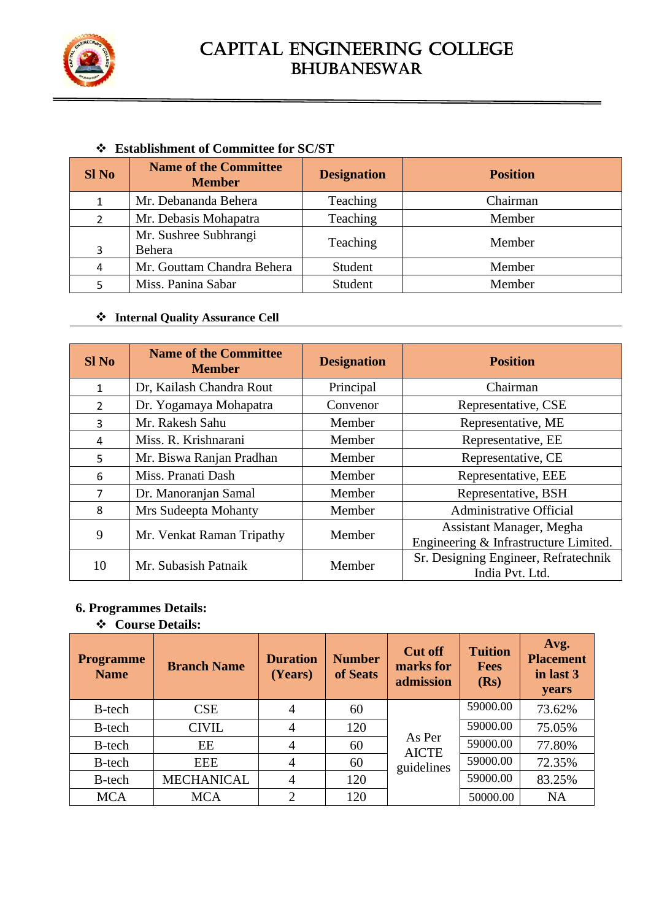- **Establishment of Committee for SC/ST**

| Sl No | Name of the Committee Member | Designation | Position |
|---|---|---|---|
| 1 | Mr. Debananda Behera | Teaching | Chairman |
| 2 | Mr. Debasis Mohapatra | Teaching | Member |
| 3 | Mr. Sushree Subhrangi Behera | Teaching | Member |
| 4 | Mr. Gouttam Chandra Behera | Student | Member |
| 5 | Miss. Panina Sabar | Student | Member |

- **Internal Quality Assurance Cell**

| Sl No | Name of the Committee Member | Designation | Position |
|---|---|---|---|
| 1 | Dr, Kailash Chandra Rout | Principal | Chairman |
| 2 | Dr. Yogamaya Mohapatra | Convenor | Representative, CSE |
| 3 | Mr. Rakesh Sahu | Member | Representative, ME |
| 4 | Miss. R. Krishnarani | Member | Representative, EE |
| 5 | Mr. Biswa Ranjan Pradhan | Member | Representative, CE |
| 6 | Miss. Pranati Dash | Member | Representative, EEE |
| 7 | Dr. Manoranjan Samal | Member | Representative, BSH |
| 8 | Mrs Sudeepta Mohanty | Member | Administrative Official |
| 9 | Mr. Venkat Raman Tripathy | Member | Assistant Manager, Megha Engineering & Infrastructure Limited. |
| 10 | Mr. Subasish Patnaik | Member | Sr. Designing Engineer, Refratechnik India Pvt. Ltd. |

**6. Programmes Details:**

- **Course Details:**

| Programme Name | Branch Name | Duration (Years) | Number of Seats | Cut off marks for admission | Tuition Fees (Rs) | Avg. Placement in last 3 years |
|---|---|---|---|---|---|---|
| B-tech | CSE | 4 | 60 | As Per AICTE guidelines | 59000.00 | 73.62% |
| B-tech | CIVIL | 4 | 120 | | 59000.00 | 75.05% |
| B-tech | EE | 4 | 60 | | 59000.00 | 77.80% |
| B-tech | EEE | 4 | 60 | | 59000.00 | 72.35% |
| B-tech | MECHANICAL | 4 | 120 | | 59000.00 | 83.25% |
| MCA | MCA | 2 | 120 | | 50000.00 | NA |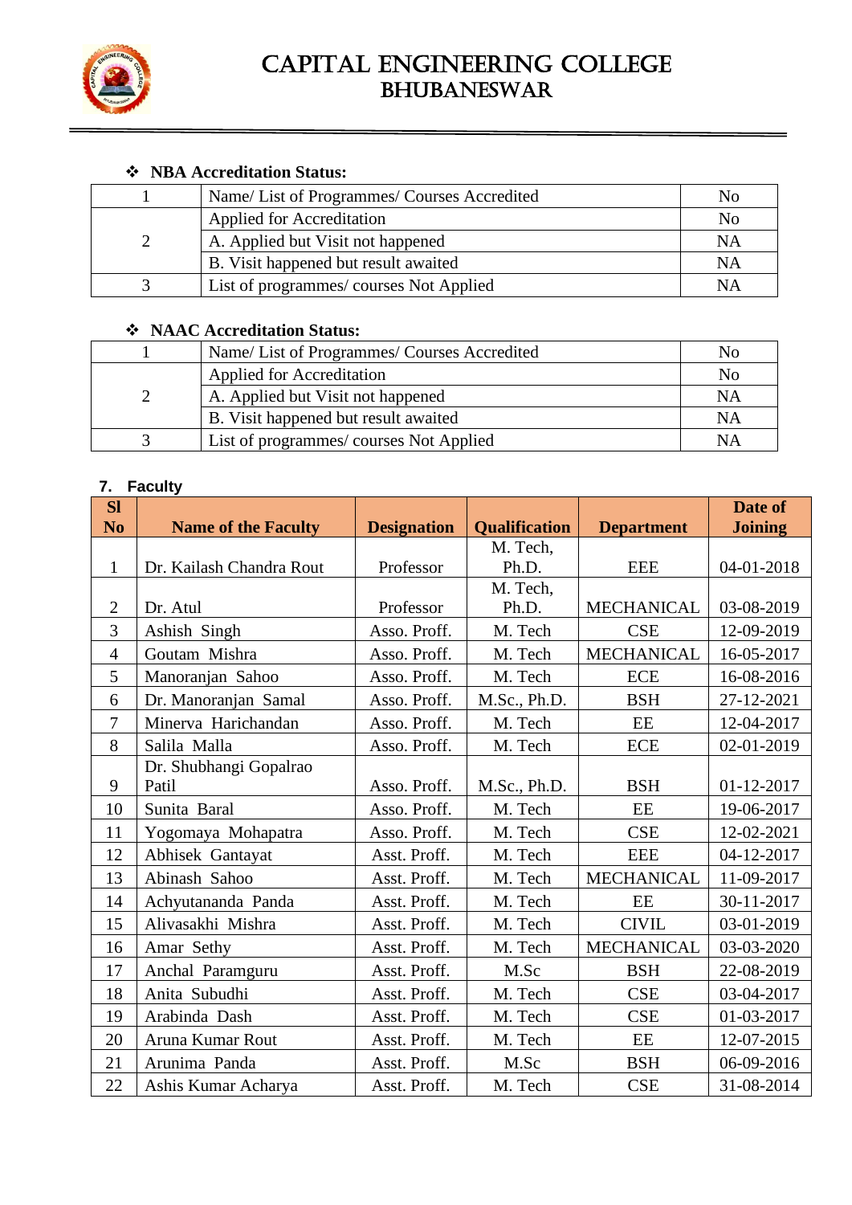# CAPITAL ENGINEERING COLLEGE
## BHUBANESWAR

❖ **NBA Accreditation Status:**

| | | |
|---|---|---|
| 1 | Name/ List of Programmes/ Courses Accredited | No |
| 2 | Applied for Accreditation | No |
| | A. Applied but Visit not happened | NA |
| | B. Visit happened but result awaited | NA |
| 3 | List of programmes/ courses Not Applied | NA |

❖ **NAAC Accreditation Status:**

| | | |
|---|---|---|
| 1 | Name/ List of Programmes/ Courses Accredited | No |
| 2 | Applied for Accreditation | No |
| | A. Applied but Visit not happened | NA |
| | B. Visit happened but result awaited | NA |
| 3 | List of programmes/ courses Not Applied | NA |

**7. Faculty**

| Sl No | Name of the Faculty | Designation | Qualification | Department | Date of Joining |
|---|---|---|---|---|---|
| 1 | Dr. Kailash Chandra Rout | Professor | M. Tech, Ph.D. | EEE | 04-01-2018 |
| 2 | Dr. Atul | Professor | M. Tech, Ph.D. | MECHANICAL | 03-08-2019 |
| 3 | Ashish Singh | Asso. Proff. | M. Tech | CSE | 12-09-2019 |
| 4 | Goutam Mishra | Asso. Proff. | M. Tech | MECHANICAL | 16-05-2017 |
| 5 | Manoranjan Sahoo | Asso. Proff. | M. Tech | ECE | 16-08-2016 |
| 6 | Dr. Manoranjan Samal | Asso. Proff. | M.Sc., Ph.D. | BSH | 27-12-2021 |
| 7 | Minerva Harichandan | Asso. Proff. | M. Tech | EE | 12-04-2017 |
| 8 | Salila Malla | Asso. Proff. | M. Tech | ECE | 02-01-2019 |
| 9 | Dr. Shubhangi Gopalrao Patil | Asso. Proff. | M.Sc., Ph.D. | BSH | 01-12-2017 |
| 10 | Sunita Baral | Asso. Proff. | M. Tech | EE | 19-06-2017 |
| 11 | Yogomaya Mohapatra | Asso. Proff. | M. Tech | CSE | 12-02-2021 |
| 12 | Abhisek Gantayat | Asst. Proff. | M. Tech | EEE | 04-12-2017 |
| 13 | Abinash Sahoo | Asst. Proff. | M. Tech | MECHANICAL | 11-09-2017 |
| 14 | Achyutananda Panda | Asst. Proff. | M. Tech | EE | 30-11-2017 |
| 15 | Alivasakhi Mishra | Asst. Proff. | M. Tech | CIVIL | 03-01-2019 |
| 16 | Amar Sethy | Asst. Proff. | M. Tech | MECHANICAL | 03-03-2020 |
| 17 | Anchal Paramguru | Asst. Proff. | M.Sc | BSH | 22-08-2019 |
| 18 | Anita Subudhi | Asst. Proff. | M. Tech | CSE | 03-04-2017 |
| 19 | Arabinda Dash | Asst. Proff. | M. Tech | CSE | 01-03-2017 |
| 20 | Aruna Kumar Rout | Asst. Proff. | M. Tech | EE | 12-07-2015 |
| 21 | Arunima Panda | Asst. Proff. | M.Sc | BSH | 06-09-2016 |
| 22 | Ashis Kumar Acharya | Asst. Proff. | M. Tech | CSE | 31-08-2014 |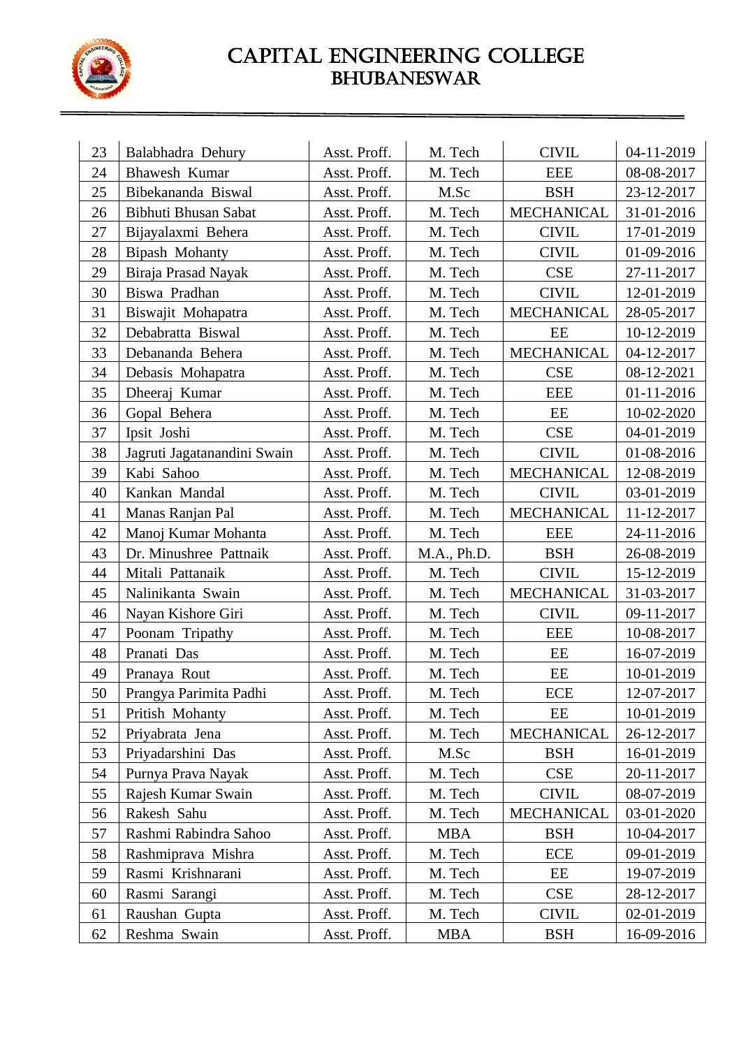# CAPITAL ENGINEERING COLLEGE
## BHUBANESWAR

| 23 | Balabhadra Dehury | Asst. Proff. | M. Tech | CIVIL | 04-11-2019 |
|---|---|---|---|---|---|
| 24 | Bhawesh Kumar | Asst. Proff. | M. Tech | EEE | 08-08-2017 |
| 25 | Bibekananda Biswal | Asst. Proff. | M.Sc | BSH | 23-12-2017 |
| 26 | Bibhuti Bhusan Sabat | Asst. Proff. | M. Tech | MECHANICAL | 31-01-2016 |
| 27 | Bijayalaxmi Behera | Asst. Proff. | M. Tech | CIVIL | 17-01-2019 |
| 28 | Bipash Mohanty | Asst. Proff. | M. Tech | CIVIL | 01-09-2016 |
| 29 | Biraja Prasad Nayak | Asst. Proff. | M. Tech | CSE | 27-11-2017 |
| 30 | Biswa Pradhan | Asst. Proff. | M. Tech | CIVIL | 12-01-2019 |
| 31 | Biswajit Mohapatra | Asst. Proff. | M. Tech | MECHANICAL | 28-05-2017 |
| 32 | Debabratta Biswal | Asst. Proff. | M. Tech | EE | 10-12-2019 |
| 33 | Debananda Behera | Asst. Proff. | M. Tech | MECHANICAL | 04-12-2017 |
| 34 | Debasis Mohapatra | Asst. Proff. | M. Tech | CSE | 08-12-2021 |
| 35 | Dheeraj Kumar | Asst. Proff. | M. Tech | EEE | 01-11-2016 |
| 36 | Gopal Behera | Asst. Proff. | M. Tech | EE | 10-02-2020 |
| 37 | Ipsit Joshi | Asst. Proff. | M. Tech | CSE | 04-01-2019 |
| 38 | Jagruti Jagatanandini Swain | Asst. Proff. | M. Tech | CIVIL | 01-08-2016 |
| 39 | Kabi Sahoo | Asst. Proff. | M. Tech | MECHANICAL | 12-08-2019 |
| 40 | Kankan Mandal | Asst. Proff. | M. Tech | CIVIL | 03-01-2019 |
| 41 | Manas Ranjan Pal | Asst. Proff. | M. Tech | MECHANICAL | 11-12-2017 |
| 42 | Manoj Kumar Mohanta | Asst. Proff. | M. Tech | EEE | 24-11-2016 |
| 43 | Dr. Minushree Pattnaik | Asst. Proff. | M.A., Ph.D. | BSH | 26-08-2019 |
| 44 | Mitali Pattanaik | Asst. Proff. | M. Tech | CIVIL | 15-12-2019 |
| 45 | Nalinikanta Swain | Asst. Proff. | M. Tech | MECHANICAL | 31-03-2017 |
| 46 | Nayan Kishore Giri | Asst. Proff. | M. Tech | CIVIL | 09-11-2017 |
| 47 | Poonam Tripathy | Asst. Proff. | M. Tech | EEE | 10-08-2017 |
| 48 | Pranati Das | Asst. Proff. | M. Tech | EE | 16-07-2019 |
| 49 | Pranaya Rout | Asst. Proff. | M. Tech | EE | 10-01-2019 |
| 50 | Prangya Parimita Padhi | Asst. Proff. | M. Tech | ECE | 12-07-2017 |
| 51 | Pritish Mohanty | Asst. Proff. | M. Tech | EE | 10-01-2019 |
| 52 | Priyabrata Jena | Asst. Proff. | M. Tech | MECHANICAL | 26-12-2017 |
| 53 | Priyadarshini Das | Asst. Proff. | M.Sc | BSH | 16-01-2019 |
| 54 | Purnya Prava Nayak | Asst. Proff. | M. Tech | CSE | 20-11-2017 |
| 55 | Rajesh Kumar Swain | Asst. Proff. | M. Tech | CIVIL | 08-07-2019 |
| 56 | Rakesh Sahu | Asst. Proff. | M. Tech | MECHANICAL | 03-01-2020 |
| 57 | Rashmi Rabindra Sahoo | Asst. Proff. | MBA | BSH | 10-04-2017 |
| 58 | Rashmiprava Mishra | Asst. Proff. | M. Tech | ECE | 09-01-2019 |
| 59 | Rasmi Krishnarani | Asst. Proff. | M. Tech | EE | 19-07-2019 |
| 60 | Rasmi Sarangi | Asst. Proff. | M. Tech | CSE | 28-12-2017 |
| 61 | Raushan Gupta | Asst. Proff. | M. Tech | CIVIL | 02-01-2019 |
| 62 | Reshma Swain | Asst. Proff. | MBA | BSH | 16-09-2016 |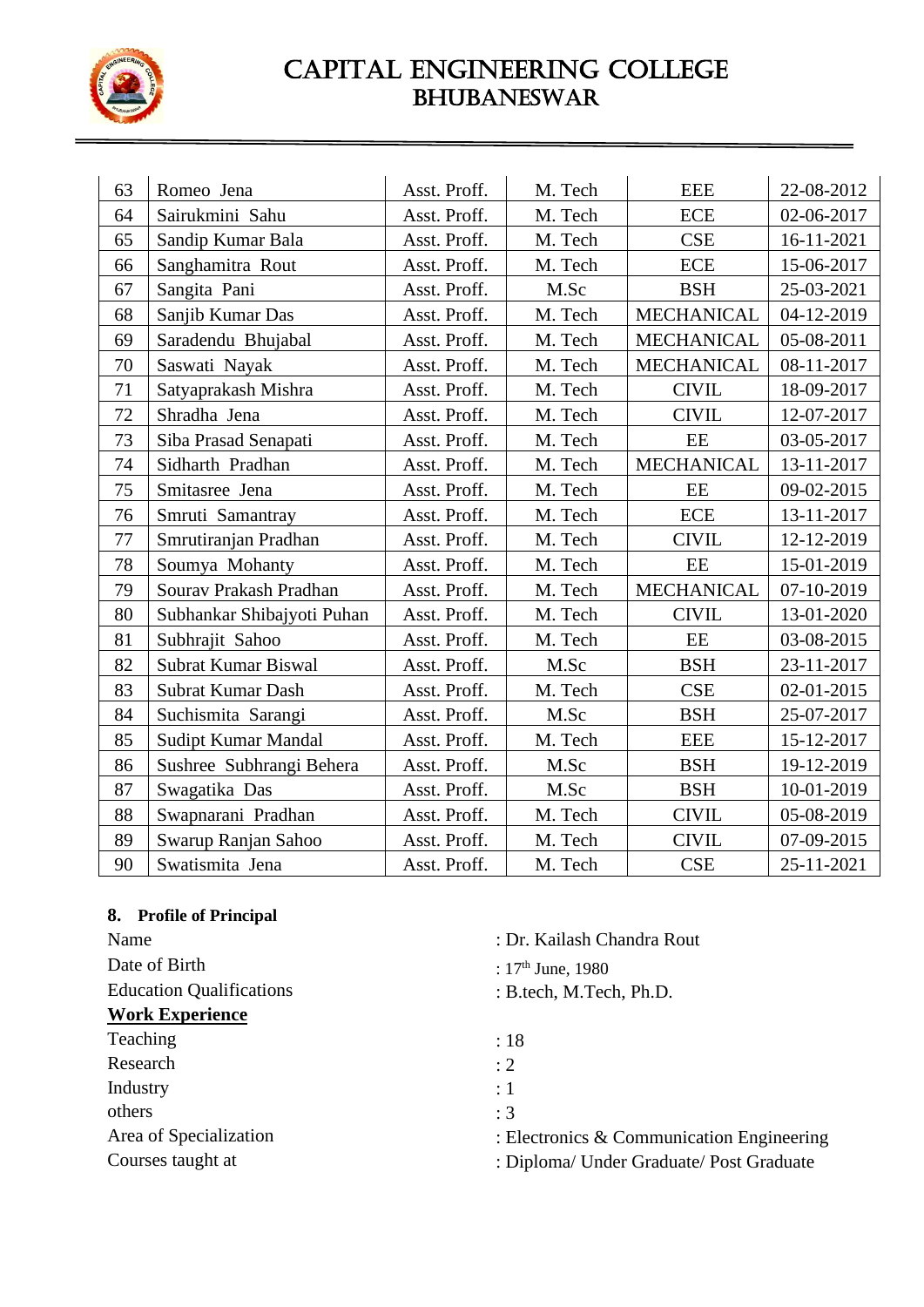| 63 | Romeo Jena | Asst. Proff. | M. Tech | EEE | 22-08-2012 |
|---|---|---|---|---|---|
| 64 | Sairukmini Sahu | Asst. Proff. | M. Tech | ECE | 02-06-2017 |
| 65 | Sandip Kumar Bala | Asst. Proff. | M. Tech | CSE | 16-11-2021 |
| 66 | Sanghamitra Rout | Asst. Proff. | M. Tech | ECE | 15-06-2017 |
| 67 | Sangita Pani | Asst. Proff. | M.Sc | BSH | 25-03-2021 |
| 68 | Sanjib Kumar Das | Asst. Proff. | M. Tech | MECHANICAL | 04-12-2019 |
| 69 | Saradendu Bhujabal | Asst. Proff. | M. Tech | MECHANICAL | 05-08-2011 |
| 70 | Saswati Nayak | Asst. Proff. | M. Tech | MECHANICAL | 08-11-2017 |
| 71 | Satyaprakash Mishra | Asst. Proff. | M. Tech | CIVIL | 18-09-2017 |
| 72 | Shradha Jena | Asst. Proff. | M. Tech | CIVIL | 12-07-2017 |
| 73 | Siba Prasad Senapati | Asst. Proff. | M. Tech | EE | 03-05-2017 |
| 74 | Sidharth Pradhan | Asst. Proff. | M. Tech | MECHANICAL | 13-11-2017 |
| 75 | Smitasree Jena | Asst. Proff. | M. Tech | EE | 09-02-2015 |
| 76 | Smruti Samantray | Asst. Proff. | M. Tech | ECE | 13-11-2017 |
| 77 | Smrutiranjan Pradhan | Asst. Proff. | M. Tech | CIVIL | 12-12-2019 |
| 78 | Soumya Mohanty | Asst. Proff. | M. Tech | EE | 15-01-2019 |
| 79 | Sourav Prakash Pradhan | Asst. Proff. | M. Tech | MECHANICAL | 07-10-2019 |
| 80 | Subhankar Shibajyoti Puhan | Asst. Proff. | M. Tech | CIVIL | 13-01-2020 |
| 81 | Subhrajit Sahoo | Asst. Proff. | M. Tech | EE | 03-08-2015 |
| 82 | Subrat Kumar Biswal | Asst. Proff. | M.Sc | BSH | 23-11-2017 |
| 83 | Subrat Kumar Dash | Asst. Proff. | M. Tech | CSE | 02-01-2015 |
| 84 | Suchismita Sarangi | Asst. Proff. | M.Sc | BSH | 25-07-2017 |
| 85 | Sudipt Kumar Mandal | Asst. Proff. | M. Tech | EEE | 15-12-2017 |
| 86 | Sushree Subhrangi Behera | Asst. Proff. | M.Sc | BSH | 19-12-2019 |
| 87 | Swagatika Das | Asst. Proff. | M.Sc | BSH | 10-01-2019 |
| 88 | Swapnarani Pradhan | Asst. Proff. | M. Tech | CIVIL | 05-08-2019 |
| 89 | Swarup Ranjan Sahoo | Asst. Proff. | M. Tech | CIVIL | 07-09-2015 |
| 90 | Swatismita Jena | Asst. Proff. | M. Tech | CSE | 25-11-2021 |

**8. Profile of Principal**

Name : Dr. Kailash Chandra Rout

Date of Birth : 17th June, 1980

Education Qualifications : B.tech, M.Tech, Ph.D.

**Work Experience**

Teaching : 18

Research : 2

Industry : 1

others : 3

Area of Specialization : Electronics & Communication Engineering

Courses taught at : Diploma/ Under Graduate/ Post Graduate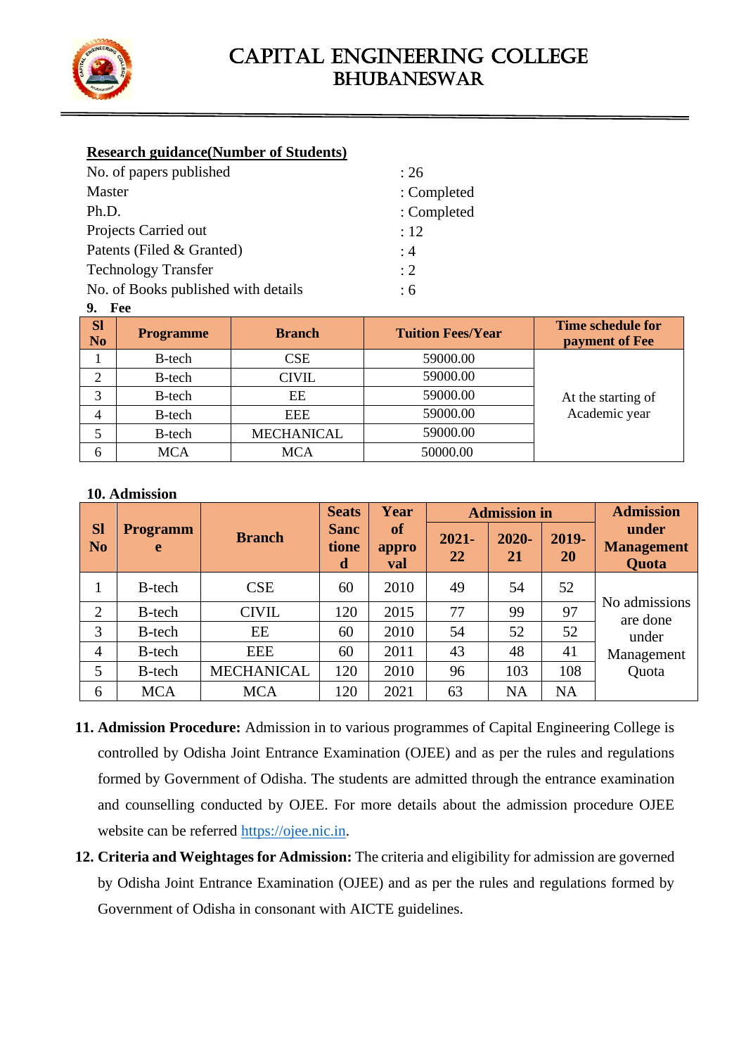**Research guidance(Number of Students)**

| | |
|---|---|
| No. of papers published | : 26 |
| Master | : Completed |
| Ph.D. | : Completed |
| Projects Carried out | : 12 |
| Patents (Filed & Granted) | : 4 |
| Technology Transfer | : 2 |
| No. of Books published with details | : 6 |

**9. Fee**

| Sl No | Programme | Branch | Tuition Fees/Year | Time schedule for payment of Fee |
|---|---|---|---|---|
| 1 | B-tech | CSE | 59000.00 | At the starting of Academic year |
| 2 | B-tech | CIVIL | 59000.00 | |
| 3 | B-tech | EE | 59000.00 | |
| 4 | B-tech | EEE | 59000.00 | |
| 5 | B-tech | MECHANICAL | 59000.00 | |
| 6 | MCA | MCA | 50000.00 | |

**10. Admission**

| Sl No | Programme | Branch | Seats Sanctioned | Year of approval | Admission in | | | Admission under Management Quota |
|---|---|---|---|---|---|---|---|---|
| | | | | | 2021-22 | 2020-21 | 2019-20 | |
| 1 | B-tech | CSE | 60 | 2010 | 49 | 54 | 52 | No admissions are done under Management Quota |
| 2 | B-tech | CIVIL | 120 | 2015 | 77 | 99 | 97 | |
| 3 | B-tech | EE | 60 | 2010 | 54 | 52 | 52 | |
| 4 | B-tech | EEE | 60 | 2011 | 43 | 48 | 41 | |
| 5 | B-tech | MECHANICAL | 120 | 2010 | 96 | 103 | 108 | |
| 6 | MCA | MCA | 120 | 2021 | 63 | NA | NA | |

11. **Admission Procedure:** Admission in to various programmes of Capital Engineering College is controlled by Odisha Joint Entrance Examination (OJEE) and as per the rules and regulations formed by Government of Odisha. The students are admitted through the entrance examination and counselling conducted by OJEE. For more details about the admission procedure OJEE website can be referred https://ojee.nic.in.

12. **Criteria and Weightages for Admission:** The criteria and eligibility for admission are governed by Odisha Joint Entrance Examination (OJEE) and as per the rules and regulations formed by Government of Odisha in consonant with AICTE guidelines.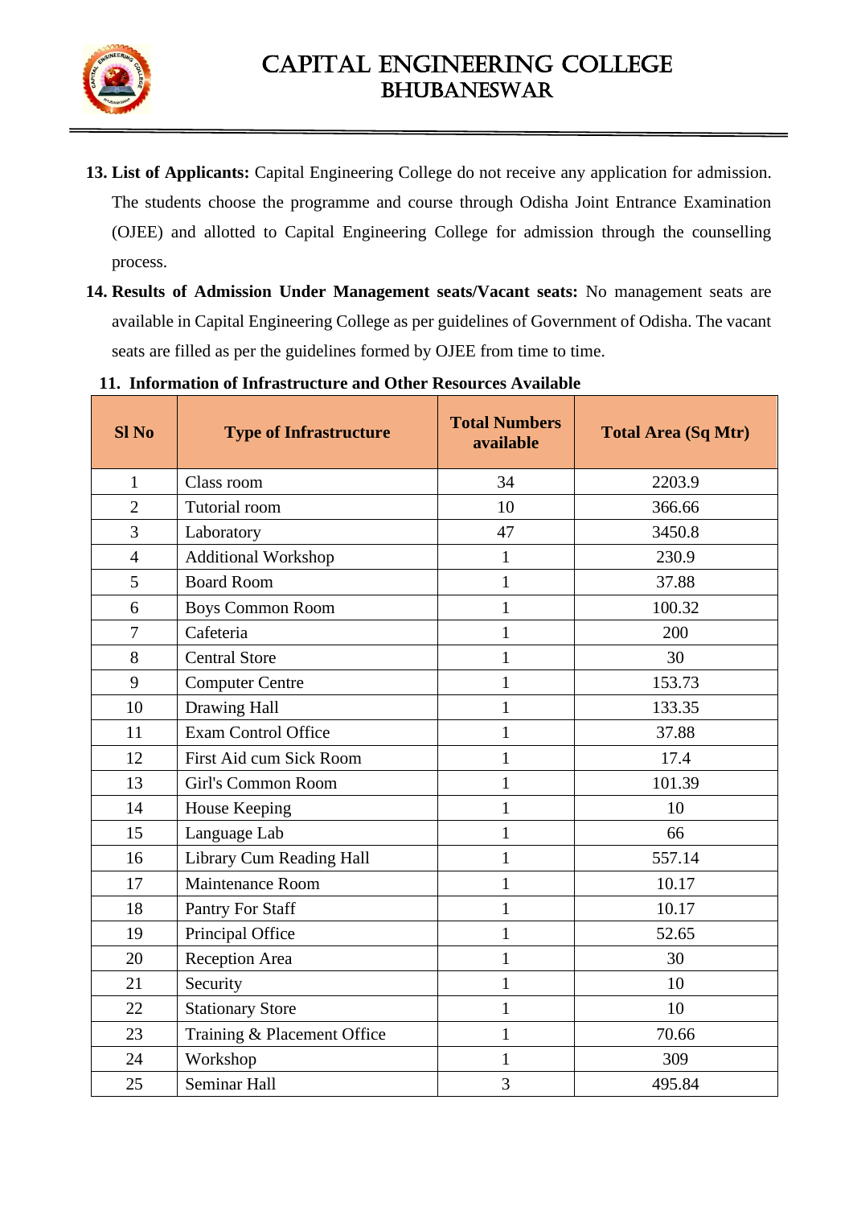13. **List of Applicants:** Capital Engineering College do not receive any application for admission. The students choose the programme and course through Odisha Joint Entrance Examination (OJEE) and allotted to Capital Engineering College for admission through the counselling process.
14. **Results of Admission Under Management seats/Vacant seats:** No management seats are available in Capital Engineering College as per guidelines of Government of Odisha. The vacant seats are filled as per the guidelines formed by OJEE from time to time.

**11. Information of Infrastructure and Other Resources Available**

| Sl No | Type of Infrastructure | Total Numbers available | Total Area (Sq Mtr) |
|---|---|---|---|
| 1 | Class room | 34 | 2203.9 |
| 2 | Tutorial room | 10 | 366.66 |
| 3 | Laboratory | 47 | 3450.8 |
| 4 | Additional Workshop | 1 | 230.9 |
| 5 | Board Room | 1 | 37.88 |
| 6 | Boys Common Room | 1 | 100.32 |
| 7 | Cafeteria | 1 | 200 |
| 8 | Central Store | 1 | 30 |
| 9 | Computer Centre | 1 | 153.73 |
| 10 | Drawing Hall | 1 | 133.35 |
| 11 | Exam Control Office | 1 | 37.88 |
| 12 | First Aid cum Sick Room | 1 | 17.4 |
| 13 | Girl's Common Room | 1 | 101.39 |
| 14 | House Keeping | 1 | 10 |
| 15 | Language Lab | 1 | 66 |
| 16 | Library Cum Reading Hall | 1 | 557.14 |
| 17 | Maintenance Room | 1 | 10.17 |
| 18 | Pantry For Staff | 1 | 10.17 |
| 19 | Principal Office | 1 | 52.65 |
| 20 | Reception Area | 1 | 30 |
| 21 | Security | 1 | 10 |
| 22 | Stationary Store | 1 | 10 |
| 23 | Training & Placement Office | 1 | 70.66 |
| 24 | Workshop | 1 | 309 |
| 25 | Seminar Hall | 3 | 495.84 |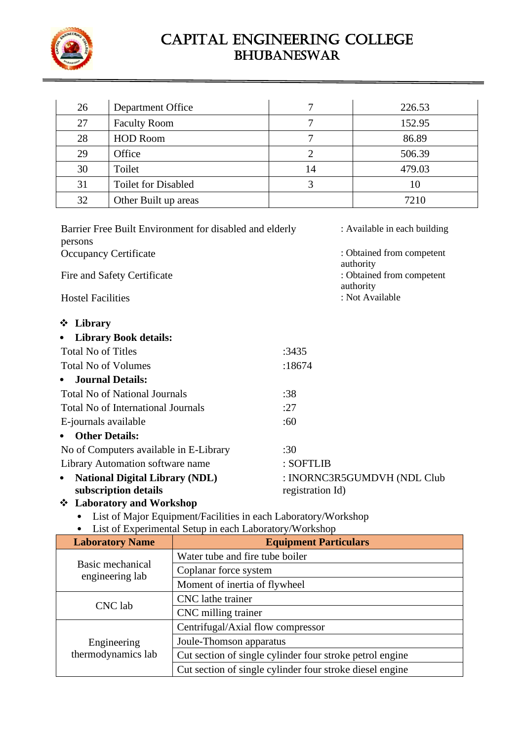| 26 | Department Office | 7 | 226.53 |
|---|---|---|---|
| 27 | Faculty Room | 7 | 152.95 |
| 28 | HOD Room | 7 | 86.89 |
| 29 | Office | 2 | 506.39 |
| 30 | Toilet | 14 | 479.03 |
| 31 | Toilet for Disabled | 3 | 10 |
| 32 | Other Built up areas | | 7210 |

Barrier Free Built Environment for disabled and elderly persons : Available in each building

Occupancy Certificate : Obtained from competent authority

Fire and Safety Certificate : Obtained from competent authority

Hostel Facilities : Not Available

❖ **Library**

- **Library Book details:**

Total No of Titles :3435

Total No of Volumes :18674

- **Journal Details:**

Total No of National Journals :38

Total No of International Journals :27

E-journals available :60

- **Other Details:**

No of Computers available in E-Library :30

Library Automation software name : SOFTLIB

- **National Digital Library (NDL) subscription details** : INORNC3R5GUMDVH (NDL Club registration Id)

❖ **Laboratory and Workshop**

- List of Major Equipment/Facilities in each Laboratory/Workshop
- List of Experimental Setup in each Laboratory/Workshop

| Laboratory Name | Equipment Particulars |
|---|---|
| Basic mechanical engineering lab | Water tube and fire tube boiler |
| | Coplanar force system |
| | Moment of inertia of flywheel |
| CNC lab | CNC lathe trainer |
| | CNC milling trainer |
| Engineering thermodynamics lab | Centrifugal/Axial flow compressor |
| | Joule-Thomson apparatus |
| | Cut section of single cylinder four stroke petrol engine |
| | Cut section of single cylinder four stroke diesel engine |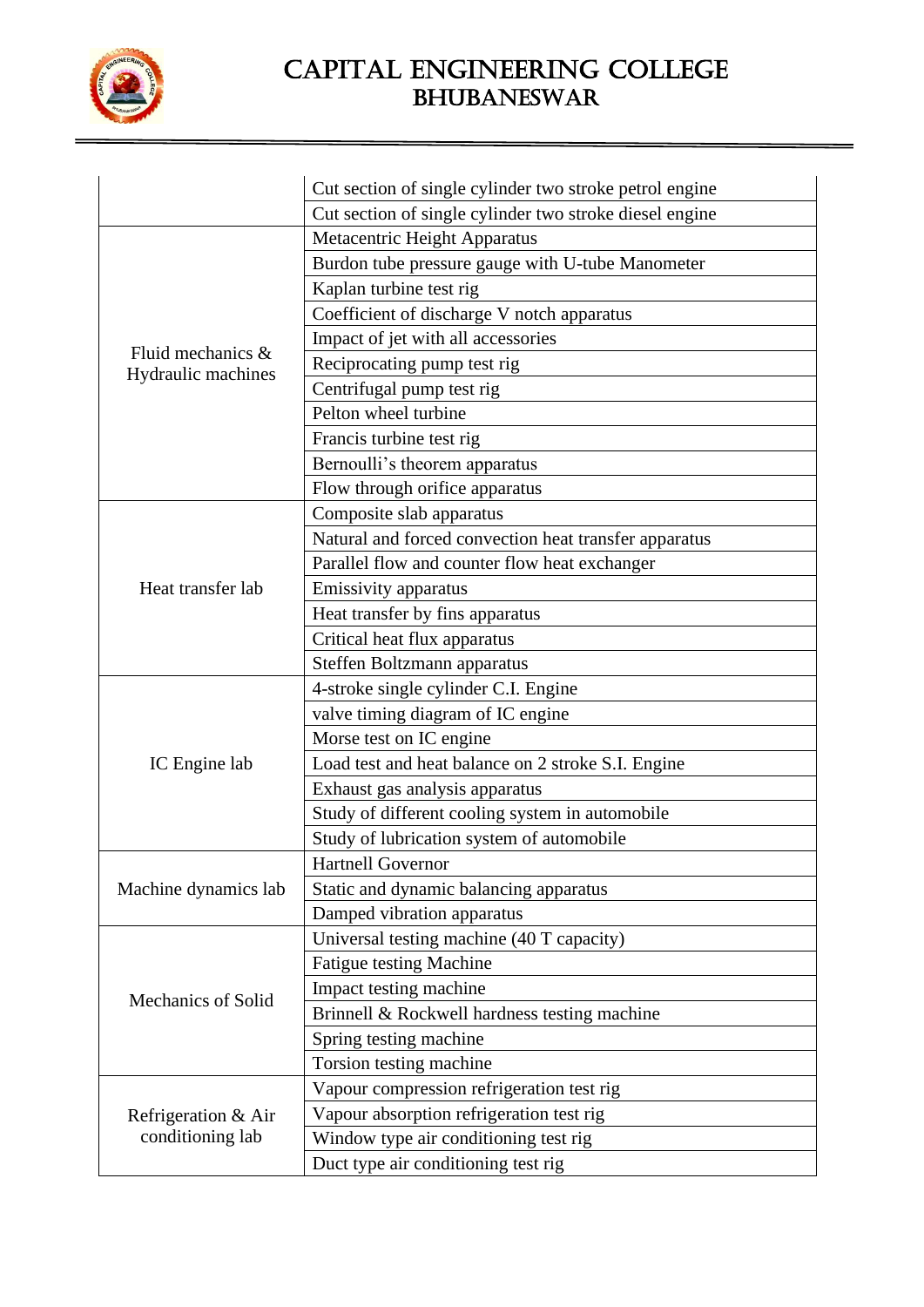| | |
|---|---|
| | Cut section of single cylinder two stroke petrol engine |
| | Cut section of single cylinder two stroke diesel engine |
| Fluid mechanics & Hydraulic machines | Metacentric Height Apparatus |
| | Burdon tube pressure gauge with U-tube Manometer |
| | Kaplan turbine test rig |
| | Coefficient of discharge V notch apparatus |
| | Impact of jet with all accessories |
| | Reciprocating pump test rig |
| | Centrifugal pump test rig |
| | Pelton wheel turbine |
| | Francis turbine test rig |
| | Bernoulli's theorem apparatus |
| | Flow through orifice apparatus |
| Heat transfer lab | Composite slab apparatus |
| | Natural and forced convection heat transfer apparatus |
| | Parallel flow and counter flow heat exchanger |
| | Emissivity apparatus |
| | Heat transfer by fins apparatus |
| | Critical heat flux apparatus |
| | Steffen Boltzmann apparatus |
| IC Engine lab | 4-stroke single cylinder C.I. Engine |
| | valve timing diagram of IC engine |
| | Morse test on IC engine |
| | Load test and heat balance on 2 stroke S.I. Engine |
| | Exhaust gas analysis apparatus |
| | Study of different cooling system in automobile |
| | Study of lubrication system of automobile |
| Machine dynamics lab | Hartnell Governor |
| | Static and dynamic balancing apparatus |
| | Damped vibration apparatus |
| Mechanics of Solid | Universal testing machine (40 T capacity) |
| | Fatigue testing Machine |
| | Impact testing machine |
| | Brinnell & Rockwell hardness testing machine |
| | Spring testing machine |
| | Torsion testing machine |
| Refrigeration & Air conditioning lab | Vapour compression refrigeration test rig |
| | Vapour absorption refrigeration test rig |
| | Window type air conditioning test rig |
| | Duct type air conditioning test rig |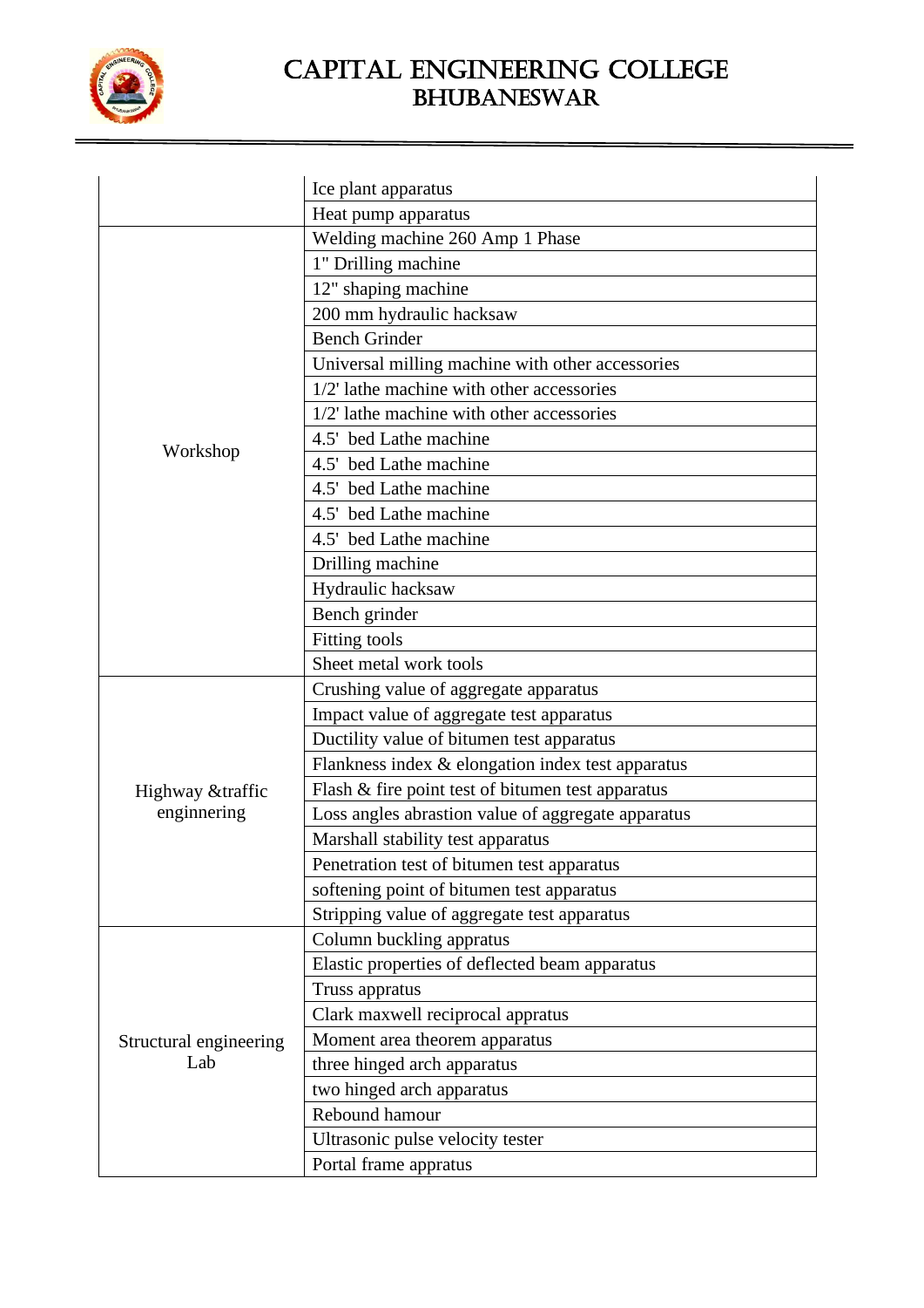| | |
|---|---|
| | Ice plant apparatus |
| | Heat pump apparatus |
| Workshop | Welding machine 260 Amp 1 Phase |
| | 1" Drilling machine |
| | 12" shaping machine |
| | 200 mm hydraulic hacksaw |
| | Bench Grinder |
| | Universal milling machine with other accessories |
| | 1/2' lathe machine with other accessories |
| | 1/2' lathe machine with other accessories |
| | 4.5' bed Lathe machine |
| | 4.5' bed Lathe machine |
| | 4.5' bed Lathe machine |
| | 4.5' bed Lathe machine |
| | 4.5' bed Lathe machine |
| | Drilling machine |
| | Hydraulic hacksaw |
| | Bench grinder |
| | Fitting tools |
| | Sheet metal work tools |
| Highway &traffic enginnering | Crushing value of aggregate apparatus |
| | Impact value of aggregate test apparatus |
| | Ductility value of bitumen test apparatus |
| | Flankness index & elongation index test apparatus |
| | Flash & fire point test of bitumen test apparatus |
| | Loss angles abrastion value of aggregate apparatus |
| | Marshall stability test apparatus |
| | Penetration test of bitumen test apparatus |
| | softening point of bitumen test apparatus |
| | Stripping value of aggregate test apparatus |
| Structural engineering Lab | Column buckling appratus |
| | Elastic properties of deflected beam apparatus |
| | Truss appratus |
| | Clark maxwell reciprocal appratus |
| | Moment area theorem apparatus |
| | three hinged arch apparatus |
| | two hinged arch apparatus |
| | Rebound hamour |
| | Ultrasonic pulse velocity tester |
| | Portal frame appratus |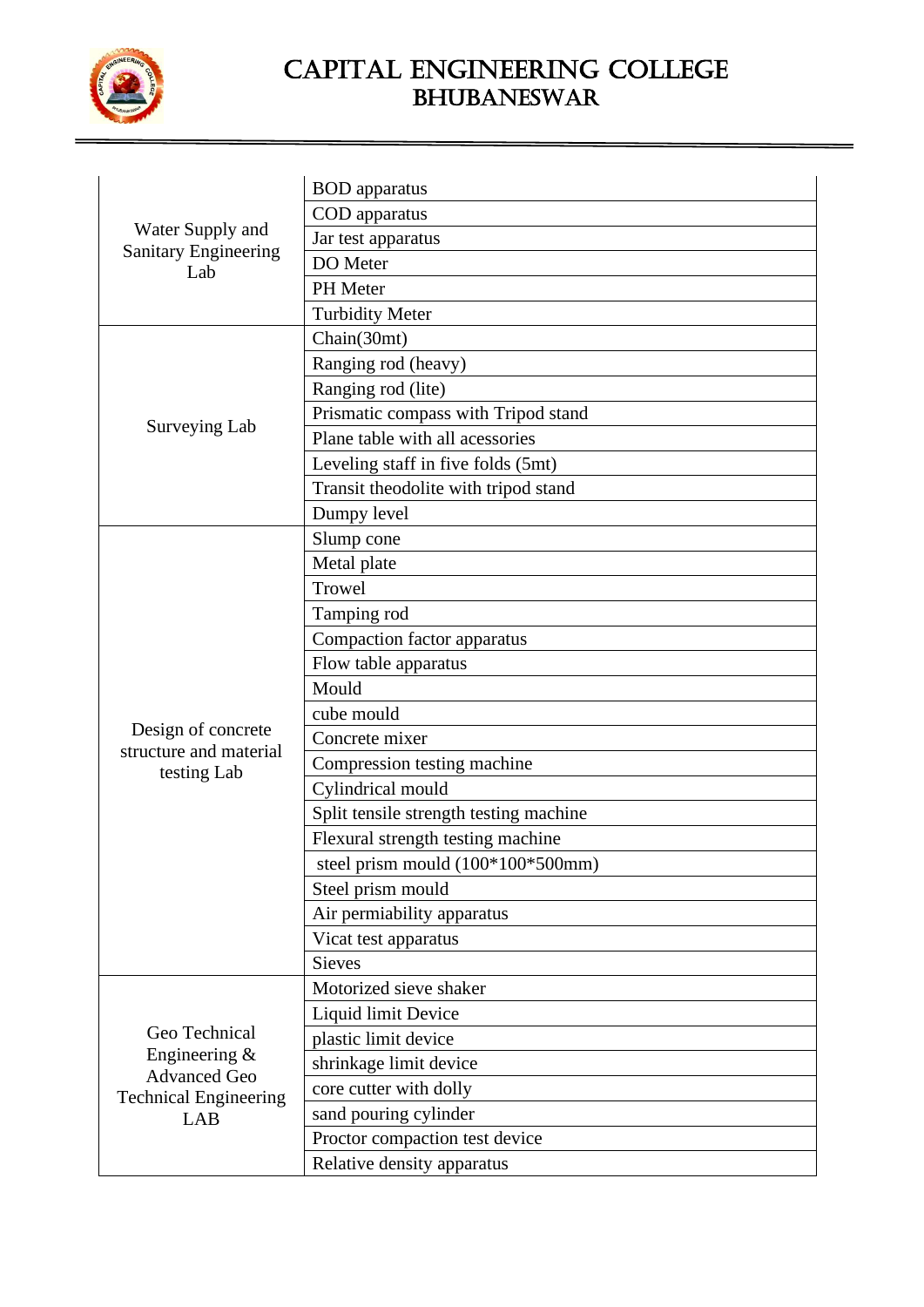# CAPITAL ENGINEERING COLLEGE
## BHUBANESWAR

| | |
|---|---|
| Water Supply and Sanitary Engineering Lab | BOD apparatus |
| | COD apparatus |
| | Jar test apparatus |
| | DO Meter |
| | PH Meter |
| | Turbidity Meter |
| Surveying Lab | Chain(30mt) |
| | Ranging rod (heavy) |
| | Ranging rod (lite) |
| | Prismatic compass with Tripod stand |
| | Plane table with all acessories |
| | Leveling staff in five folds (5mt) |
| | Transit theodolite with tripod stand |
| | Dumpy level |
| Design of concrete structure and material testing Lab | Slump cone |
| | Metal plate |
| | Trowel |
| | Tamping rod |
| | Compaction factor apparatus |
| | Flow table apparatus |
| | Mould |
| | cube mould |
| | Concrete mixer |
| | Compression testing machine |
| | Cylindrical mould |
| | Split tensile strength testing machine |
| | Flexural strength testing machine |
| | steel prism mould (100*100*500mm) |
| | Steel prism mould |
| | Air permiability apparatus |
| | Vicat test apparatus |
| | Sieves |
| Geo Technical Engineering & Advanced Geo Technical Engineering LAB | Motorized sieve shaker |
| | Liquid limit Device |
| | plastic limit device |
| | shrinkage limit device |
| | core cutter with dolly |
| | sand pouring cylinder |
| | Proctor compaction test device |
| | Relative density apparatus |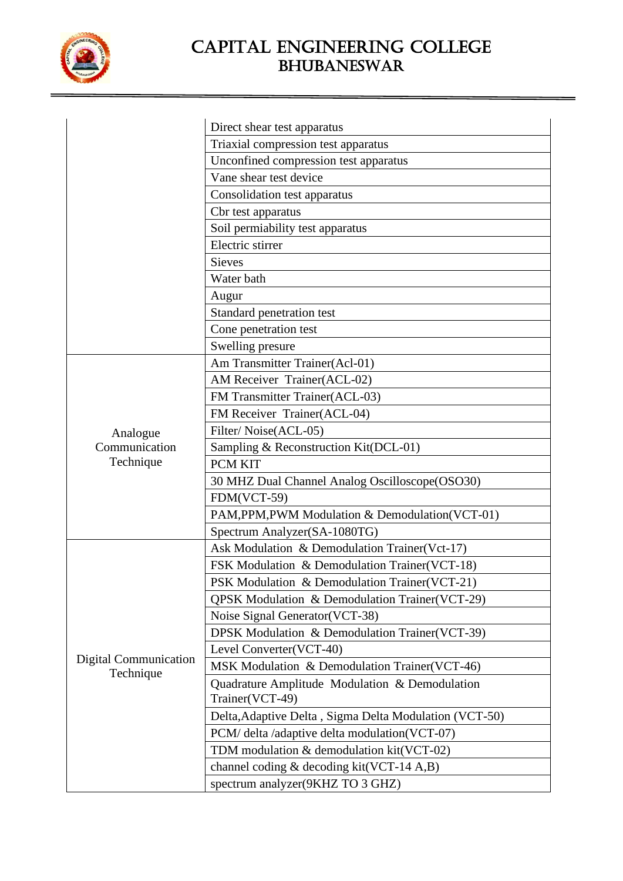| | |
|---|---|
| | Direct shear test apparatus |
| | Triaxial compression test apparatus |
| | Unconfined compression test apparatus |
| | Vane shear test device |
| | Consolidation test apparatus |
| | Cbr test apparatus |
| | Soil permiability test apparatus |
| | Electric stirrer |
| | Sieves |
| | Water bath |
| | Augur |
| | Standard penetration test |
| | Cone penetration test |
| | Swelling presure |
| Analogue Communication Technique | Am Transmitter Trainer(Acl-01) |
| | AM Receiver Trainer(ACL-02) |
| | FM Transmitter Trainer(ACL-03) |
| | FM Receiver Trainer(ACL-04) |
| | Filter/ Noise(ACL-05) |
| | Sampling & Reconstruction Kit(DCL-01) |
| | PCM KIT |
| | 30 MHZ Dual Channel Analog Oscilloscope(OSO30) |
| | FDM(VCT-59) |
| | PAM,PPM,PWM Modulation & Demodulation(VCT-01) |
| | Spectrum Analyzer(SA-1080TG) |
| Digital Communication Technique | Ask Modulation & Demodulation Trainer(Vct-17) |
| | FSK Modulation & Demodulation Trainer(VCT-18) |
| | PSK Modulation & Demodulation Trainer(VCT-21) |
| | QPSK Modulation & Demodulation Trainer(VCT-29) |
| | Noise Signal Generator(VCT-38) |
| | DPSK Modulation & Demodulation Trainer(VCT-39) |
| | Level Converter(VCT-40) |
| | MSK Modulation & Demodulation Trainer(VCT-46) |
| | Quadrature Amplitude Modulation & Demodulation Trainer(VCT-49) |
| | Delta,Adaptive Delta , Sigma Delta Modulation (VCT-50) |
| | PCM/ delta /adaptive delta modulation(VCT-07) |
| | TDM modulation & demodulation kit(VCT-02) |
| | channel coding & decoding kit(VCT-14 A,B) |
| | spectrum analyzer(9KHZ TO 3 GHZ) |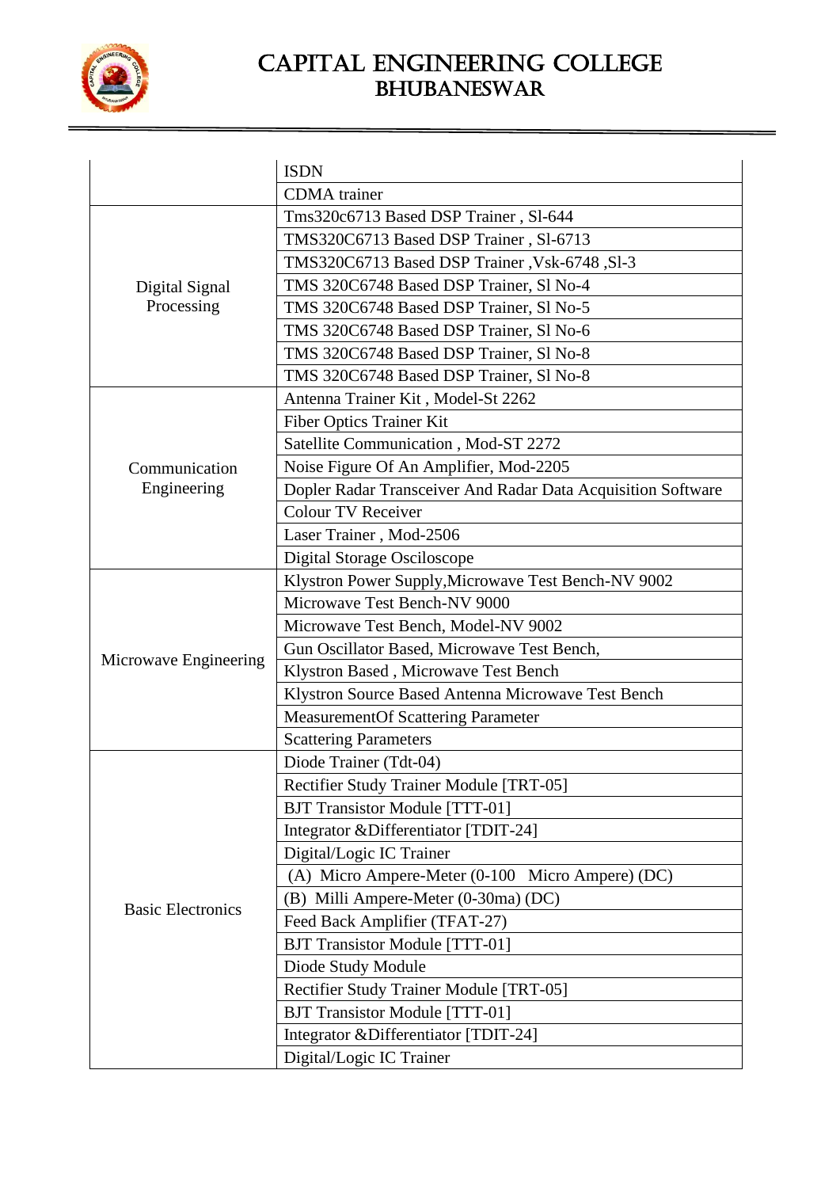| | |
|---|---|
| | ISDN |
| | CDMA trainer |
| Digital Signal Processing | Tms320c6713 Based DSP Trainer , Sl-644 |
| | TMS320C6713 Based DSP Trainer , Sl-6713 |
| | TMS320C6713 Based DSP Trainer ,Vsk-6748 ,Sl-3 |
| | TMS 320C6748 Based DSP Trainer, Sl No-4 |
| | TMS 320C6748 Based DSP Trainer, Sl No-5 |
| | TMS 320C6748 Based DSP Trainer, Sl No-6 |
| | TMS 320C6748 Based DSP Trainer, Sl No-8 |
| | TMS 320C6748 Based DSP Trainer, Sl No-8 |
| Communication Engineering | Antenna Trainer Kit , Model-St 2262 |
| | Fiber Optics Trainer Kit |
| | Satellite Communication , Mod-ST 2272 |
| | Noise Figure Of An Amplifier, Mod-2205 |
| | Dopler Radar Transceiver And Radar Data Acquisition Software |
| | Colour TV Receiver |
| | Laser Trainer , Mod-2506 |
| | Digital Storage Osciloscope |
| Microwave Engineering | Klystron Power Supply,Microwave Test Bench-NV 9002 |
| | Microwave Test Bench-NV 9000 |
| | Microwave Test Bench, Model-NV 9002 |
| | Gun Oscillator Based, Microwave Test Bench, |
| | Klystron Based , Microwave Test Bench |
| | Klystron Source Based Antenna Microwave Test Bench |
| | MeasurementOf Scattering Parameter |
| | Scattering Parameters |
| Basic Electronics | Diode Trainer (Tdt-04) |
| | Rectifier Study Trainer Module [TRT-05] |
| | BJT Transistor Module [TTT-01] |
| | Integrator &Differentiator [TDIT-24] |
| | Digital/Logic IC Trainer |
| | (A) Micro Ampere-Meter (0-100 Micro Ampere) (DC) |
| | (B) Milli Ampere-Meter (0-30ma) (DC) |
| | Feed Back Amplifier (TFAT-27) |
| | BJT Transistor Module [TTT-01] |
| | Diode Study Module |
| | Rectifier Study Trainer Module [TRT-05] |
| | BJT Transistor Module [TTT-01] |
| | Integrator &Differentiator [TDIT-24] |
| | Digital/Logic IC Trainer |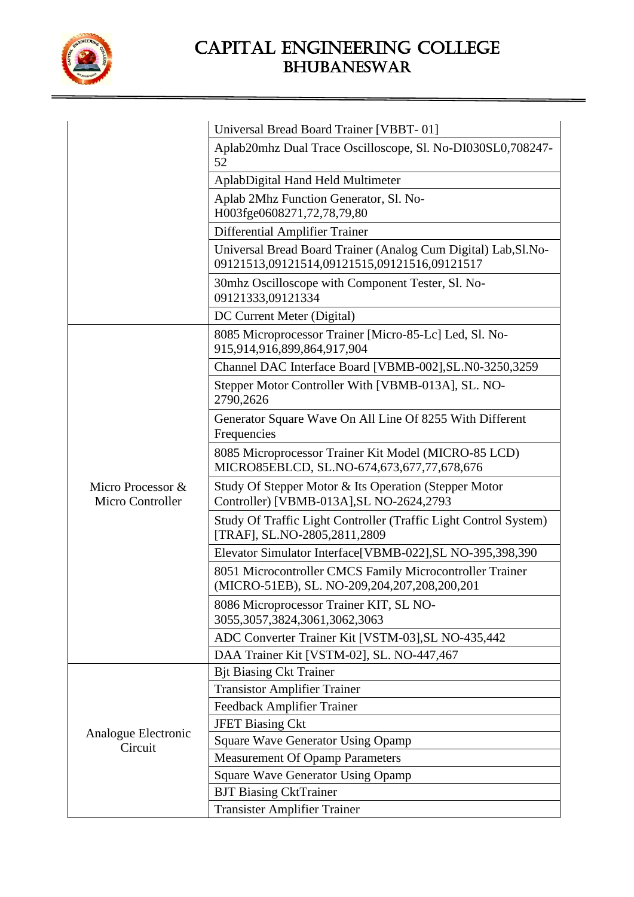| | |
|---|---|
| | Universal Bread Board Trainer [VBBT- 01] |
| | Aplab20mhz Dual Trace Oscilloscope, Sl. No-DI030SL0,708247-52 |
| | AplabDigital Hand Held Multimeter |
| | Aplab 2Mhz Function Generator, Sl. No-H003fge0608271,72,78,79,80 |
| | Differential Amplifier Trainer |
| | Universal Bread Board Trainer (Analog Cum Digital) Lab,Sl.No-09121513,09121514,09121515,09121516,09121517 |
| | 30mhz Oscilloscope with Component Tester, Sl. No-09121333,09121334 |
| | DC Current Meter (Digital) |
| Micro Processor & Micro Controller | 8085 Microprocessor Trainer [Micro-85-Lc] Led, Sl. No-915,914,916,899,864,917,904 |
| | Channel DAC Interface Board [VBMB-002],SL.N0-3250,3259 |
| | Stepper Motor Controller With [VBMB-013A], SL. NO-2790,2626 |
| | Generator Square Wave On All Line Of 8255 With Different Frequencies |
| | 8085 Microprocessor Trainer Kit Model (MICRO-85 LCD) MICRO85EBLCD, SL.NO-674,673,677,77,678,676 |
| | Study Of Stepper Motor & Its Operation (Stepper Motor Controller) [VBMB-013A],SL NO-2624,2793 |
| | Study Of Traffic Light Controller (Traffic Light Control System) [TRAF], SL.NO-2805,2811,2809 |
| | Elevator Simulator Interface[VBMB-022],SL NO-395,398,390 |
| | 8051 Microcontroller CMCS Family Microcontroller Trainer (MICRO-51EB), SL. NO-209,204,207,208,200,201 |
| | 8086 Microprocessor Trainer KIT, SL NO-3055,3057,3824,3061,3062,3063 |
| | ADC Converter Trainer Kit [VSTM-03],SL NO-435,442 |
| | DAA Trainer Kit [VSTM-02], SL. NO-447,467 |
| Analogue Electronic Circuit | Bjt Biasing Ckt Trainer |
| | Transistor Amplifier Trainer |
| | Feedback Amplifier Trainer |
| | JFET Biasing Ckt |
| | Square Wave Generator Using Opamp |
| | Measurement Of Opamp Parameters |
| | Square Wave Generator Using Opamp |
| | BJT Biasing CktTrainer |
| | Transister Amplifier Trainer |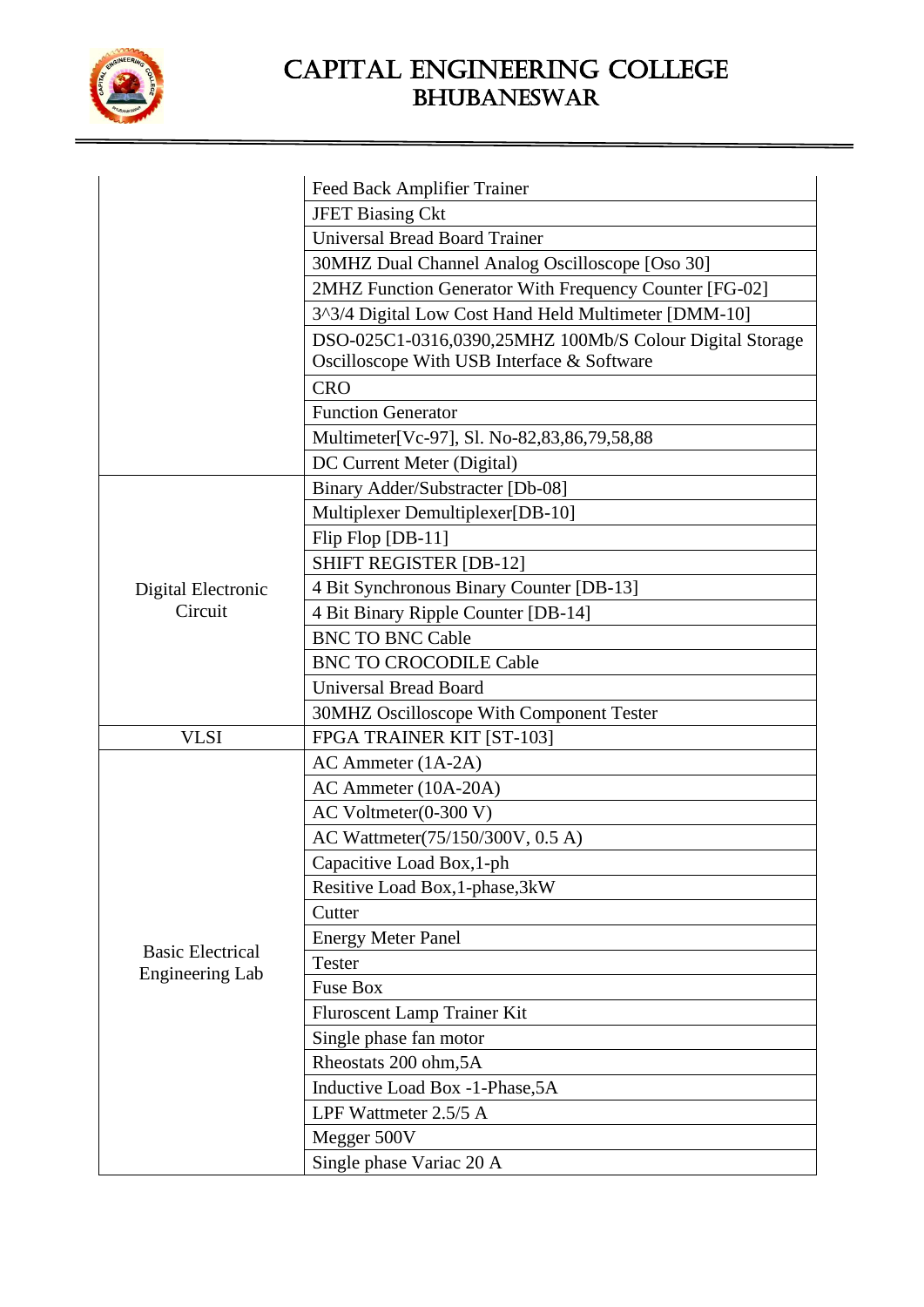| | |
|---|---|
| | Feed Back Amplifier Trainer |
| | JFET Biasing Ckt |
| | Universal Bread Board Trainer |
| | 30MHZ Dual Channel Analog Oscilloscope [Oso 30] |
| | 2MHZ Function Generator With Frequency Counter [FG-02] |
| | 3^3/4 Digital Low Cost Hand Held Multimeter [DMM-10] |
| | DSO-025C1-0316,0390,25MHZ 100Mb/S Colour Digital Storage Oscilloscope With USB Interface & Software |
| | CRO |
| | Function Generator |
| | Multimeter[Vc-97], Sl. No-82,83,86,79,58,88 |
| | DC Current Meter (Digital) |
| Digital Electronic Circuit | Binary Adder/Substracter [Db-08] |
| | Multiplexer Demultiplexer[DB-10] |
| | Flip Flop [DB-11] |
| | SHIFT REGISTER [DB-12] |
| | 4 Bit Synchronous Binary Counter [DB-13] |
| | 4 Bit Binary Ripple Counter [DB-14] |
| | BNC TO BNC Cable |
| | BNC TO CROCODILE Cable |
| | Universal Bread Board |
| | 30MHZ Oscilloscope With Component Tester |
| VLSI | FPGA TRAINER KIT [ST-103] |
| Basic Electrical Engineering Lab | AC Ammeter (1A-2A) |
| | AC Ammeter (10A-20A) |
| | AC Voltmeter(0-300 V) |
| | AC Wattmeter(75/150/300V, 0.5 A) |
| | Capacitive Load Box,1-ph |
| | Resitive Load Box,1-phase,3kW |
| | Cutter |
| | Energy Meter Panel |
| | Tester |
| | Fuse Box |
| | Fluroscent Lamp Trainer Kit |
| | Single phase fan motor |
| | Rheostats 200 ohm,5A |
| | Inductive Load Box -1-Phase,5A |
| | LPF Wattmeter 2.5/5 A |
| | Megger 500V |
| | Single phase Variac 20 A |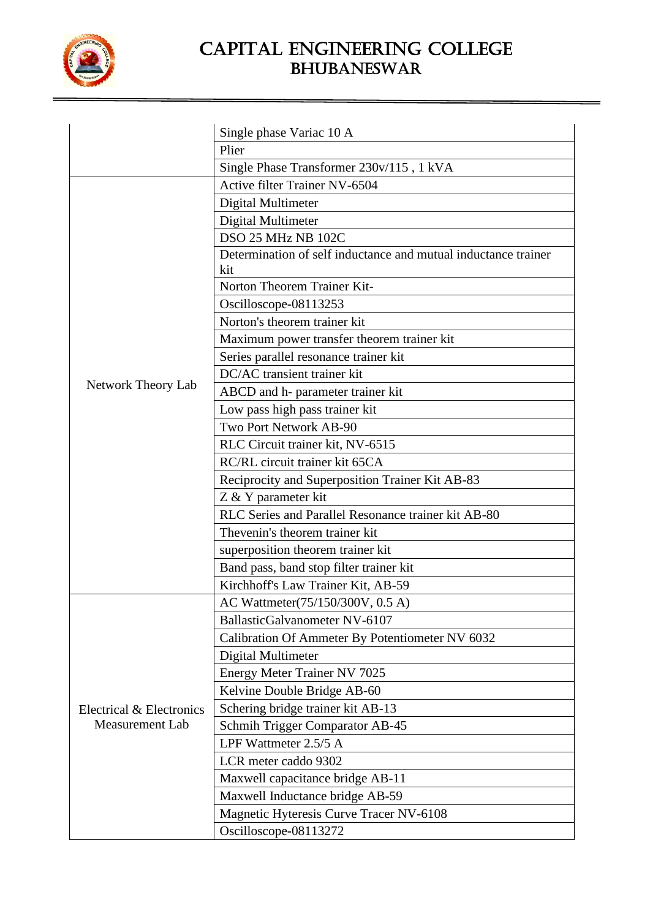| | |
|---|---|
| | Single phase Variac 10 A |
| | Plier |
| | Single Phase Transformer 230v/115 , 1 kVA |
| Network Theory Lab | Active filter Trainer NV-6504 |
| | Digital Multimeter |
| | Digital Multimeter |
| | DSO 25 MHz NB 102C |
| | Determination of self inductance and mutual inductance trainer kit |
| | Norton Theorem Trainer Kit- |
| | Oscilloscope-08113253 |
| | Norton's theorem trainer kit |
| | Maximum power transfer theorem trainer kit |
| | Series parallel resonance trainer kit |
| | DC/AC transient trainer kit |
| | ABCD and h- parameter trainer kit |
| | Low pass high pass trainer kit |
| | Two Port Network AB-90 |
| | RLC Circuit trainer kit, NV-6515 |
| | RC/RL circuit trainer kit 65CA |
| | Reciprocity and Superposition Trainer Kit AB-83 |
| | Z & Y parameter kit |
| | RLC Series and Parallel Resonance trainer kit AB-80 |
| | Thevenin's theorem trainer kit |
| | superposition theorem trainer kit |
| | Band pass, band stop filter trainer kit |
| | Kirchhoff's Law Trainer Kit, AB-59 |
| Electrical & Electronics Measurement Lab | AC Wattmeter(75/150/300V, 0.5 A) |
| | BallasticGalvanometer NV-6107 |
| | Calibration Of Ammeter By Potentiometer NV 6032 |
| | Digital Multimeter |
| | Energy Meter Trainer NV 7025 |
| | Kelvine Double Bridge AB-60 |
| | Schering bridge trainer kit AB-13 |
| | Schmih Trigger Comparator AB-45 |
| | LPF Wattmeter 2.5/5 A |
| | LCR meter caddo 9302 |
| | Maxwell capacitance bridge AB-11 |
| | Maxwell Inductance bridge AB-59 |
| | Magnetic Hyteresis Curve Tracer NV-6108 |
| | Oscilloscope-08113272 |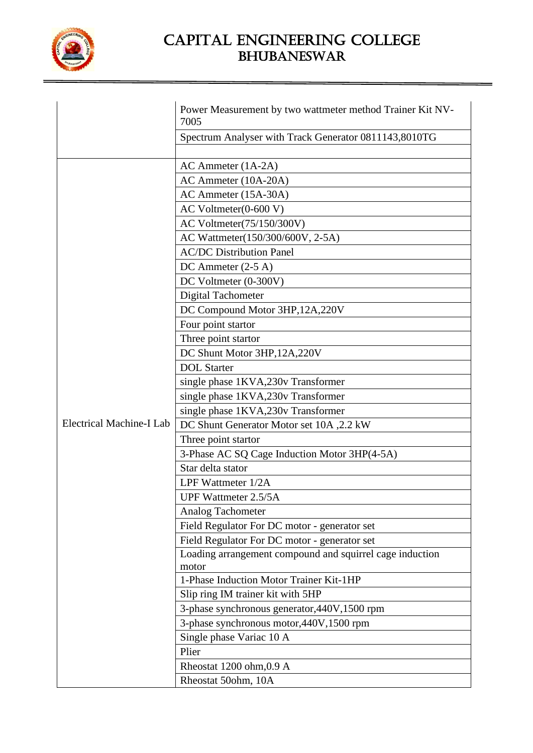| | |
|---|---|
| | Power Measurement by two wattmeter method Trainer Kit NV-7005 |
| | Spectrum Analyser with Track Generator 0811143,8010TG |
| | |
| Electrical Machine-I Lab | AC Ammeter (1A-2A) |
| | AC Ammeter (10A-20A) |
| | AC Ammeter (15A-30A) |
| | AC Voltmeter(0-600 V) |
| | AC Voltmeter(75/150/300V) |
| | AC Wattmeter(150/300/600V, 2-5A) |
| | AC/DC Distribution Panel |
| | DC Ammeter (2-5 A) |
| | DC Voltmeter (0-300V) |
| | Digital Tachometer |
| | DC Compound Motor 3HP,12A,220V |
| | Four point startor |
| | Three point startor |
| | DC Shunt Motor 3HP,12A,220V |
| | DOL Starter |
| | single phase 1KVA,230v Transformer |
| | single phase 1KVA,230v Transformer |
| | single phase 1KVA,230v Transformer |
| | DC Shunt Generator Motor set 10A ,2.2 kW |
| | Three point startor |
| | 3-Phase AC SQ Cage Induction Motor 3HP(4-5A) |
| | Star delta stator |
| | LPF Wattmeter 1/2A |
| | UPF Wattmeter 2.5/5A |
| | Analog Tachometer |
| | Field Regulator For DC motor - generator set |
| | Field Regulator For DC motor - generator set |
| | Loading arrangement compound and squirrel cage induction motor |
| | 1-Phase Induction Motor Trainer Kit-1HP |
| | Slip ring IM trainer kit with 5HP |
| | 3-phase synchronous generator,440V,1500 rpm |
| | 3-phase synchronous motor,440V,1500 rpm |
| | Single phase Variac 10 A |
| | Plier |
| | Rheostat 1200 ohm,0.9 A |
| | Rheostat 50ohm, 10A |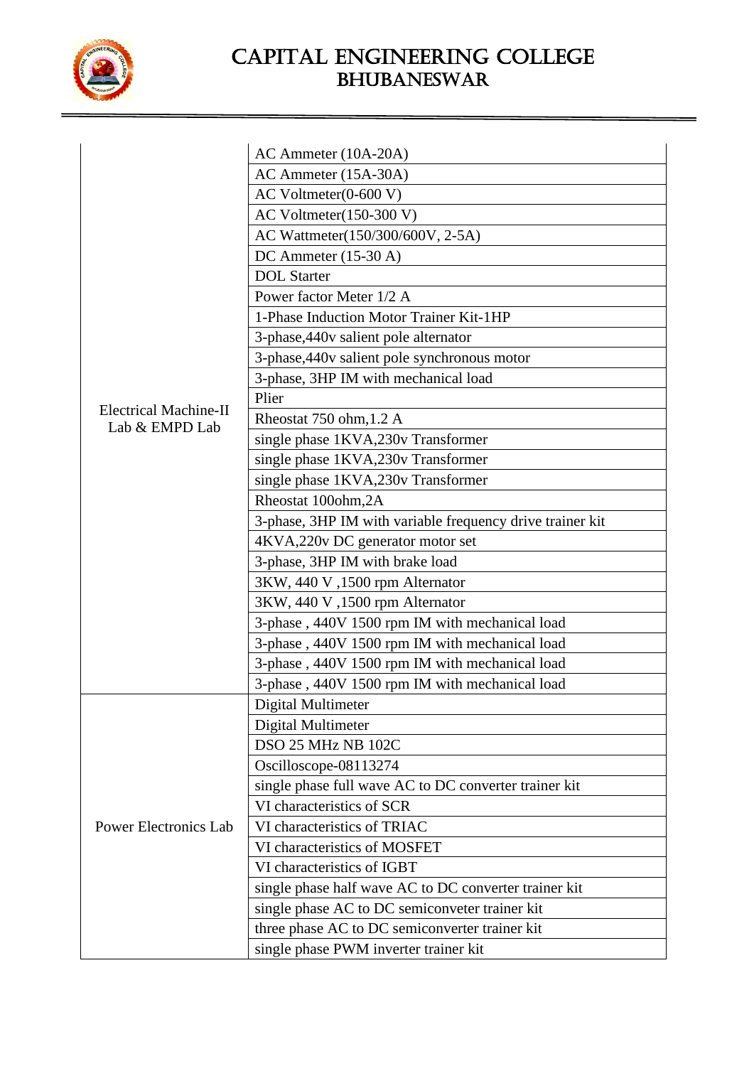| Electrical Machine-II Lab & EMPD Lab | AC Ammeter (10A-20A) |
|---|---|
| | AC Ammeter (15A-30A) |
| | AC Voltmeter(0-600 V) |
| | AC Voltmeter(150-300 V) |
| | AC Wattmeter(150/300/600V, 2-5A) |
| | DC Ammeter (15-30 A) |
| | DOL Starter |
| | Power factor Meter 1/2 A |
| | 1-Phase Induction Motor Trainer Kit-1HP |
| | 3-phase,440v salient pole alternator |
| | 3-phase,440v salient pole synchronous motor |
| | 3-phase, 3HP IM with mechanical load |
| | Plier |
| | Rheostat 750 ohm,1.2 A |
| | single phase 1KVA,230v Transformer |
| | single phase 1KVA,230v Transformer |
| | single phase 1KVA,230v Transformer |
| | Rheostat 100ohm,2A |
| | 3-phase, 3HP IM with variable frequency drive trainer kit |
| | 4KVA,220v DC generator motor set |
| | 3-phase, 3HP IM with brake load |
| | 3KW, 440 V ,1500 rpm Alternator |
| | 3KW, 440 V ,1500 rpm Alternator |
| | 3-phase , 440V 1500 rpm IM with mechanical load |
| | 3-phase , 440V 1500 rpm IM with mechanical load |
| | 3-phase , 440V 1500 rpm IM with mechanical load |
| | 3-phase , 440V 1500 rpm IM with mechanical load |
| Power Electronics Lab | Digital Multimeter |
| | Digital Multimeter |
| | DSO 25 MHz NB 102C |
| | Oscilloscope-08113274 |
| | single phase full wave AC to DC converter trainer kit |
| | VI characteristics of SCR |
| | VI characteristics of TRIAC |
| | VI characteristics of MOSFET |
| | VI characteristics of IGBT |
| | single phase half wave AC to DC converter trainer kit |
| | single phase AC to DC semiconveter trainer kit |
| | three phase AC to DC semiconverter trainer kit |
| | single phase PWM inverter trainer kit |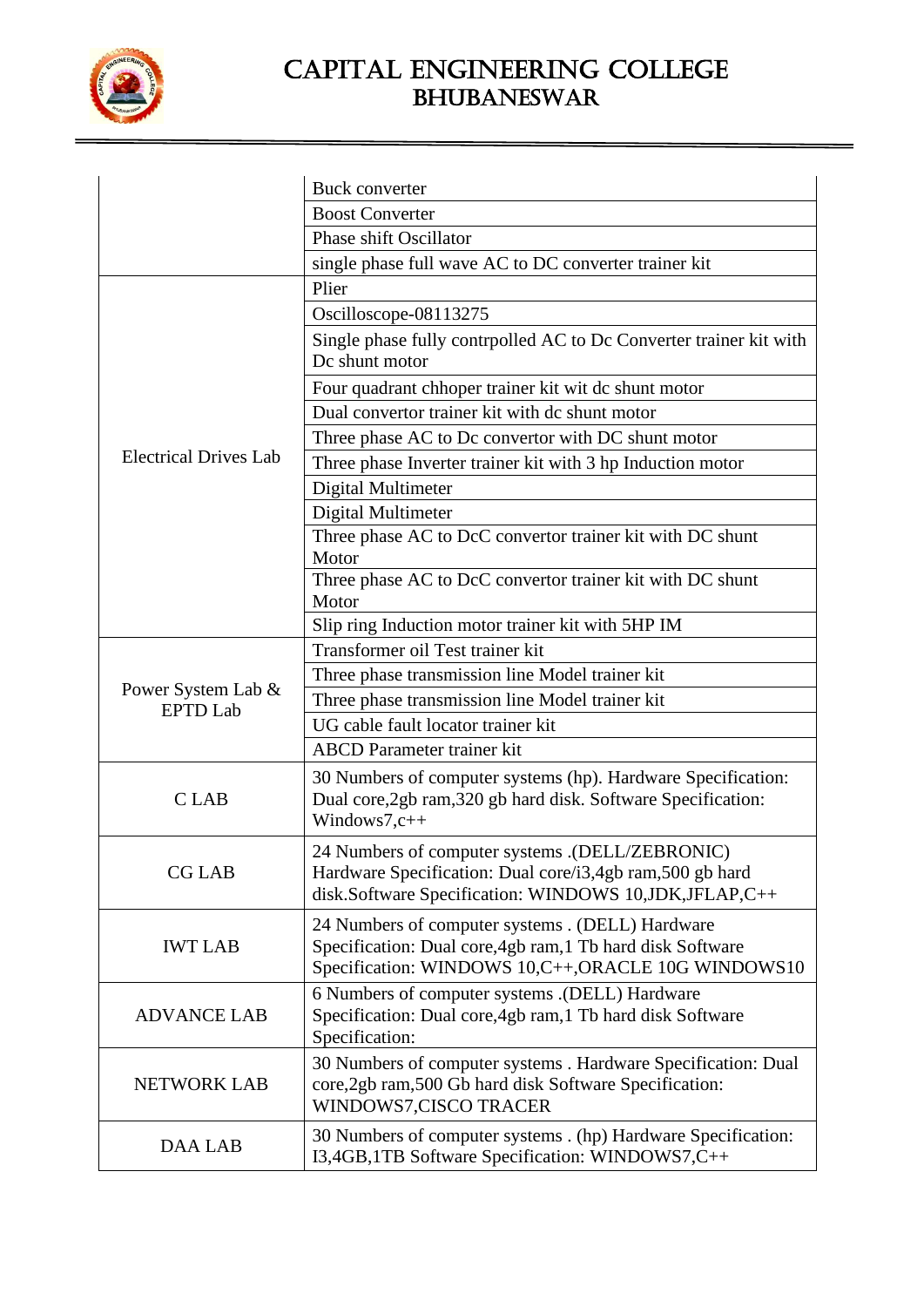# CAPITAL ENGINEERING COLLEGE
## BHUBANESWAR

| | |
|---|---|
| | Buck converter |
| | Boost Converter |
| | Phase shift Oscillator |
| | single phase full wave AC to DC converter trainer kit |
| Electrical Drives Lab | Plier |
| | Oscilloscope-08113275 |
| | Single phase fully contrpolled AC to Dc Converter trainer kit with Dc shunt motor |
| | Four quadrant chhoper trainer kit wit dc shunt motor |
| | Dual convertor trainer kit with dc shunt motor |
| | Three phase AC to Dc convertor with DC shunt motor |
| | Three phase Inverter trainer kit with 3 hp Induction motor |
| | Digital Multimeter |
| | Digital Multimeter |
| | Three phase AC to DcC convertor trainer kit with DC shunt Motor |
| | Three phase AC to DcC convertor trainer kit with DC shunt Motor |
| | Slip ring Induction motor trainer kit with 5HP IM |
| Power System Lab & EPTD Lab | Transformer oil Test trainer kit |
| | Three phase transmission line Model trainer kit |
| | Three phase transmission line Model trainer kit |
| | UG cable fault locator trainer kit |
| | ABCD Parameter trainer kit |
| C LAB | 30 Numbers of computer systems (hp). Hardware Specification: Dual core,2gb ram,320 gb hard disk. Software Specification: Windows7,c++ |
| CG LAB | 24 Numbers of computer systems .(DELL/ZEBRONIC) Hardware Specification: Dual core/i3,4gb ram,500 gb hard disk.Software Specification: WINDOWS 10,JDK,JFLAP,C++ |
| IWT LAB | 24 Numbers of computer systems . (DELL) Hardware Specification: Dual core,4gb ram,1 Tb hard disk Software Specification: WINDOWS 10,C++,ORACLE 10G WINDOWS10 |
| ADVANCE LAB | 6 Numbers of computer systems .(DELL) Hardware Specification: Dual core,4gb ram,1 Tb hard disk Software Specification: |
| NETWORK LAB | 30 Numbers of computer systems . Hardware Specification: Dual core,2gb ram,500 Gb hard disk Software Specification: WINDOWS7,CISCO TRACER |
| DAA LAB | 30 Numbers of computer systems . (hp) Hardware Specification: I3,4GB,1TB Software Specification: WINDOWS7,C++ |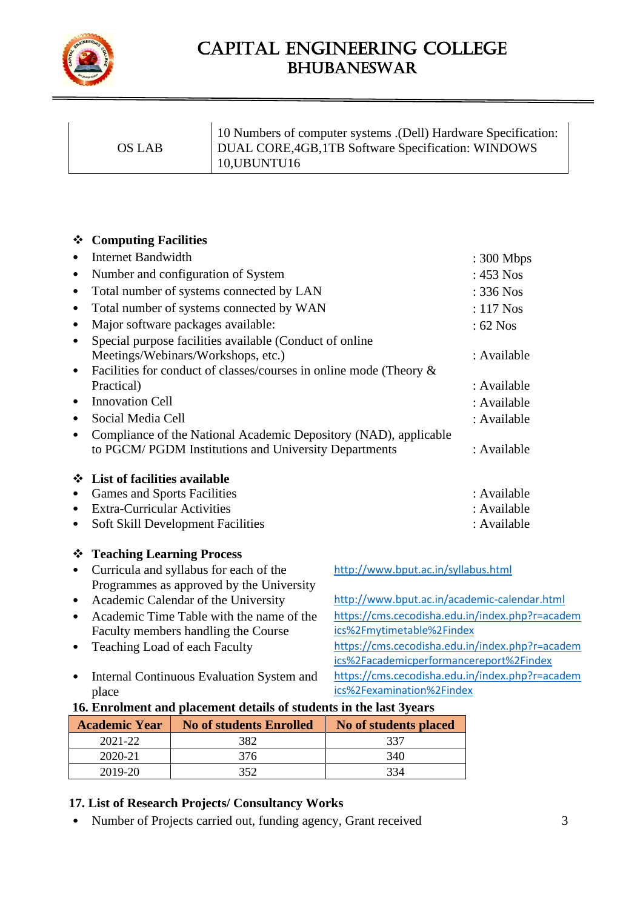| OS LAB | 10 Numbers of computer systems .(Dell) Hardware Specification: DUAL CORE,4GB,1TB Software Specification: WINDOWS 10,UBUNTU16 |
|---|---|

- **Computing Facilities**

- Internet Bandwidth : 300 Mbps
- Number and configuration of System : 453 Nos
- Total number of systems connected by LAN : 336 Nos
- Total number of systems connected by WAN : 117 Nos
- Major software packages available: : 62 Nos
- Special purpose facilities available (Conduct of online Meetings/Webinars/Workshops, etc.) : Available
- Facilities for conduct of classes/courses in online mode (Theory & Practical) : Available
- Innovation Cell : Available
- Social Media Cell : Available
- Compliance of the National Academic Depository (NAD), applicable to PGCM/ PGDM Institutions and University Departments : Available

- **List of facilities available**

- Games and Sports Facilities : Available
- Extra-Curricular Activities : Available
- Soft Skill Development Facilities : Available

- **Teaching Learning Process**

- Curricula and syllabus for each of the Programmes as approved by the University http://www.bput.ac.in/syllabus.html
- Academic Calendar of the University http://www.bput.ac.in/academic-calendar.html
- Academic Time Table with the name of the Faculty members handling the Course https://cms.cecodisha.edu.in/index.php?r=academics%2Fmytimetable%2Findex
- Teaching Load of each Faculty https://cms.cecodisha.edu.in/index.php?r=academics%2Facademicperformancereport%2Findex
- Internal Continuous Evaluation System and place https://cms.cecodisha.edu.in/index.php?r=academics%2Fexamination%2Findex

**16. Enrolment and placement details of students in the last 3years**

| Academic Year | No of students Enrolled | No of students placed |
|---|---|---|
| 2021-22 | 382 | 337 |
| 2020-21 | 376 | 340 |
| 2019-20 | 352 | 334 |

**17. List of Research Projects/ Consultancy Works**

- Number of Projects carried out, funding agency, Grant received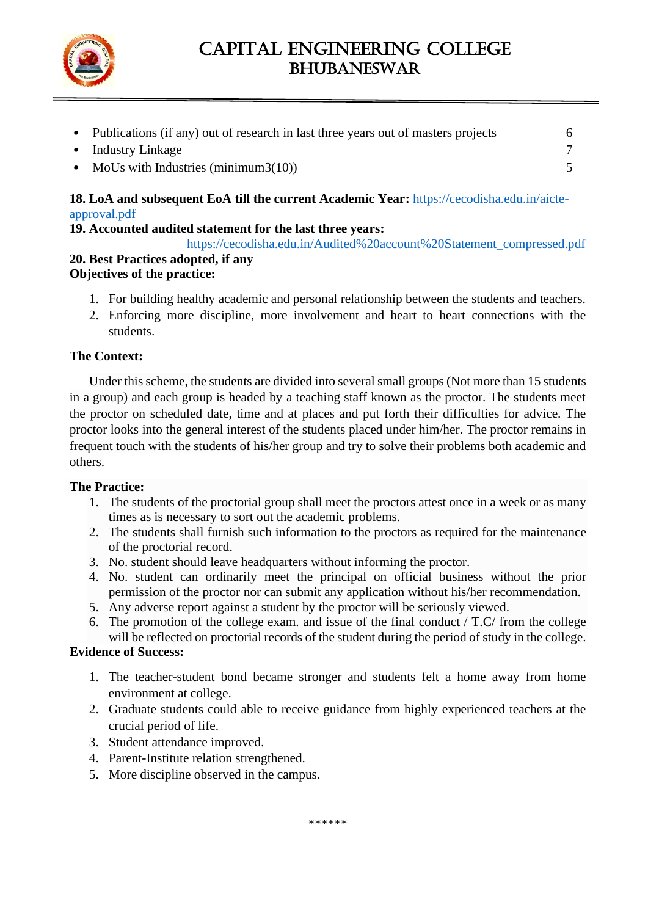- Publications (if any) out of research in last three years out of masters projects 6
- Industry Linkage 7
- MoUs with Industries (minimum3(10)) 5

**18. LoA and subsequent EoA till the current Academic Year:** https://cecodisha.edu.in/aicte-approval.pdf

**19. Accounted audited statement for the last three years:**

https://cecodisha.edu.in/Audited%20account%20Statement_compressed.pdf

**20. Best Practices adopted, if any**

**Objectives of the practice:**

1. For building healthy academic and personal relationship between the students and teachers.
2. Enforcing more discipline, more involvement and heart to heart connections with the students.

**The Context:**

Under this scheme, the students are divided into several small groups (Not more than 15 students in a group) and each group is headed by a teaching staff known as the proctor. The students meet the proctor on scheduled date, time and at places and put forth their difficulties for advice. The proctor looks into the general interest of the students placed under him/her. The proctor remains in frequent touch with the students of his/her group and try to solve their problems both academic and others.

**The Practice:**

1. The students of the proctorial group shall meet the proctors attest once in a week or as many times as is necessary to sort out the academic problems.
2. The students shall furnish such information to the proctors as required for the maintenance of the proctorial record.
3. No. student should leave headquarters without informing the proctor.
4. No. student can ordinarily meet the principal on official business without the prior permission of the proctor nor can submit any application without his/her recommendation.
5. Any adverse report against a student by the proctor will be seriously viewed.
6. The promotion of the college exam. and issue of the final conduct / T.C/ from the college will be reflected on proctorial records of the student during the period of study in the college.

**Evidence of Success:**

1. The teacher-student bond became stronger and students felt a home away from home environment at college.
2. Graduate students could able to receive guidance from highly experienced teachers at the crucial period of life.
3. Student attendance improved.
4. Parent-Institute relation strengthened.
5. More discipline observed in the campus.

******